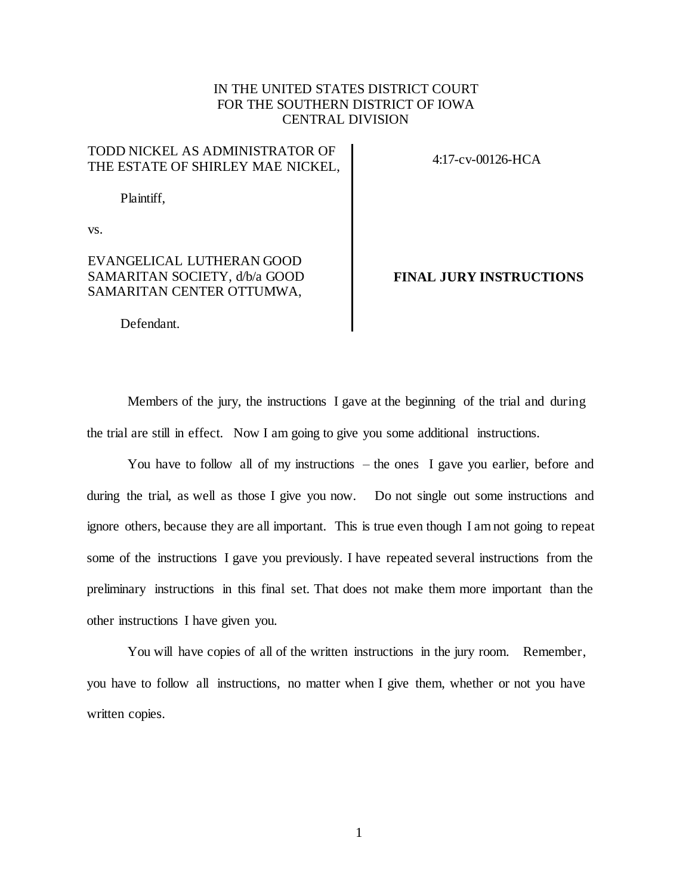IN THE UNITED STATES DISTRICT COURT
FOR THE SOUTHERN DISTRICT OF IOWA
CENTRAL DIVISION

| | |
|---|---|
| TODD NICKEL AS ADMINISTRATOR OF THE ESTATE OF SHIRLEY MAE NICKEL,<br><br>Plaintiff,<br><br>vs.<br><br>EVANGELICAL LUTHERAN GOOD SAMARITAN SOCIETY, d/b/a GOOD SAMARITAN CENTER OTTUMWA,<br><br>Defendant. | 4:17-cv-00126-HCA<br><br>**FINAL JURY INSTRUCTIONS** |

Members of the jury, the instructions I gave at the beginning of the trial and during the trial are still in effect. Now I am going to give you some additional instructions.

You have to follow all of my instructions – the ones I gave you earlier, before and during the trial, as well as those I give you now. Do not single out some instructions and ignore others, because they are all important. This is true even though I am not going to repeat some of the instructions I gave you previously. I have repeated several instructions from the preliminary instructions in this final set. That does not make them more important than the other instructions I have given you.

You will have copies of all of the written instructions in the jury room. Remember, you have to follow all instructions, no matter when I give them, whether or not you have written copies.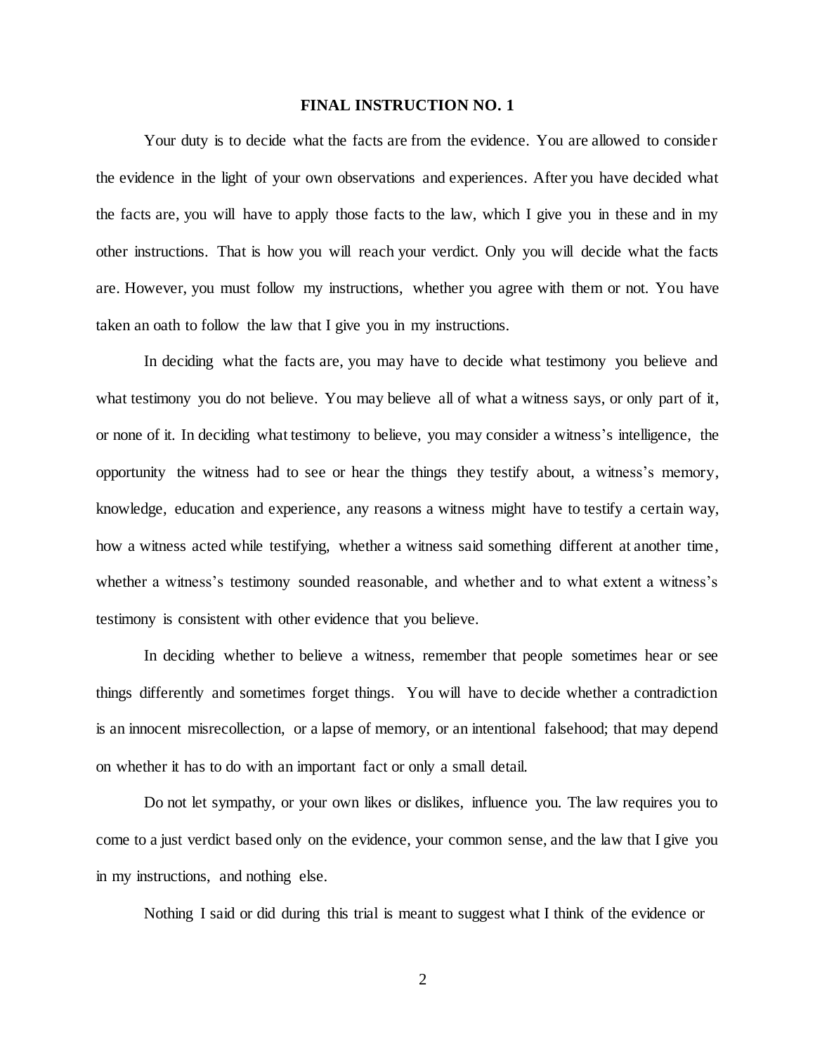**FINAL INSTRUCTION NO. 1**

Your duty is to decide what the facts are from the evidence. You are allowed to consider the evidence in the light of your own observations and experiences. After you have decided what the facts are, you will have to apply those facts to the law, which I give you in these and in my other instructions. That is how you will reach your verdict. Only you will decide what the facts are. However, you must follow my instructions, whether you agree with them or not. You have taken an oath to follow the law that I give you in my instructions.

In deciding what the facts are, you may have to decide what testimony you believe and what testimony you do not believe. You may believe all of what a witness says, or only part of it, or none of it. In deciding what testimony to believe, you may consider a witness's intelligence, the opportunity the witness had to see or hear the things they testify about, a witness's memory, knowledge, education and experience, any reasons a witness might have to testify a certain way, how a witness acted while testifying, whether a witness said something different at another time, whether a witness's testimony sounded reasonable, and whether and to what extent a witness's testimony is consistent with other evidence that you believe.

In deciding whether to believe a witness, remember that people sometimes hear or see things differently and sometimes forget things. You will have to decide whether a contradiction is an innocent misrecollection, or a lapse of memory, or an intentional falsehood; that may depend on whether it has to do with an important fact or only a small detail.

Do not let sympathy, or your own likes or dislikes, influence you. The law requires you to come to a just verdict based only on the evidence, your common sense, and the law that I give you in my instructions, and nothing else.

Nothing I said or did during this trial is meant to suggest what I think of the evidence or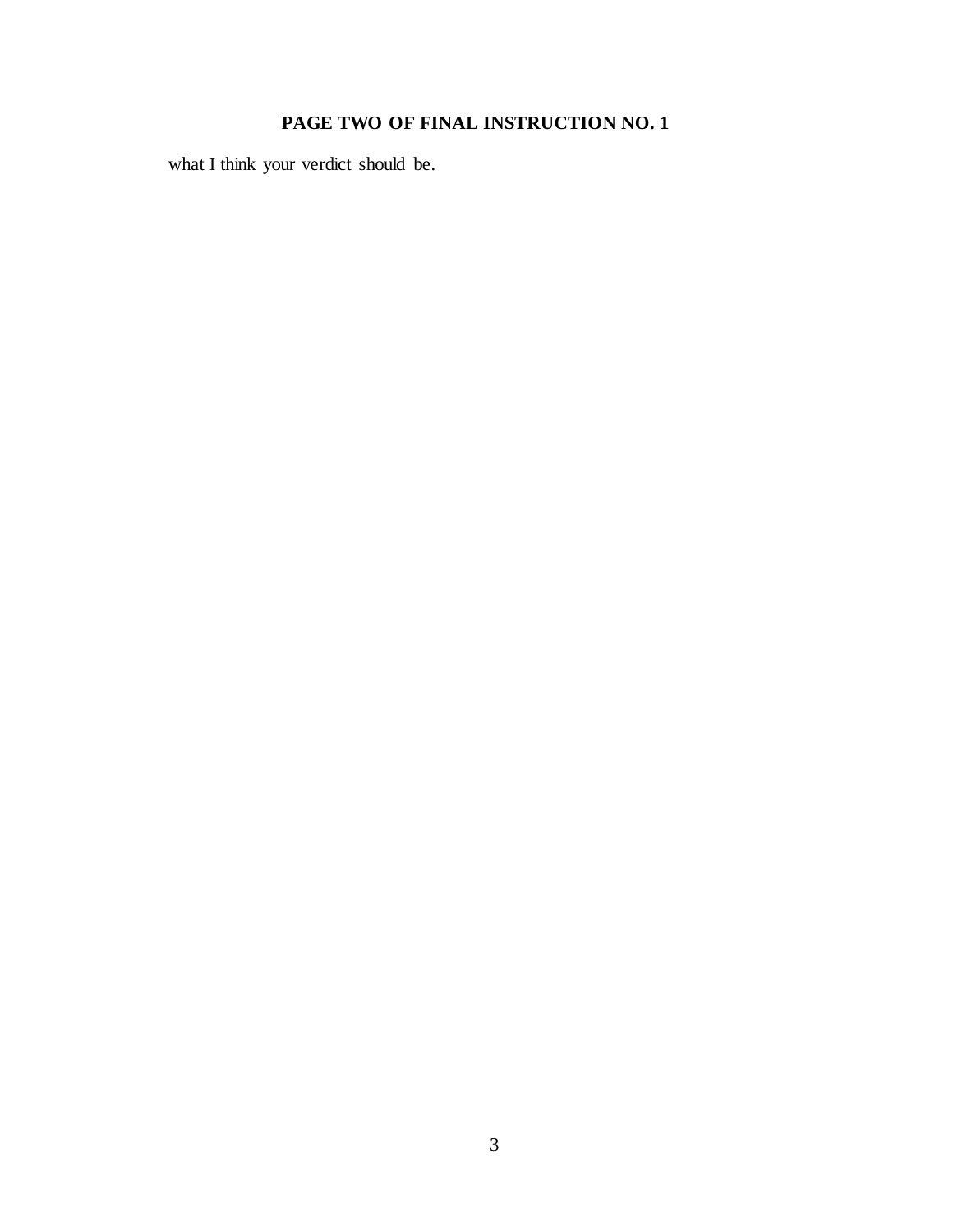**PAGE TWO OF FINAL INSTRUCTION NO. 1**

what I think your verdict should be.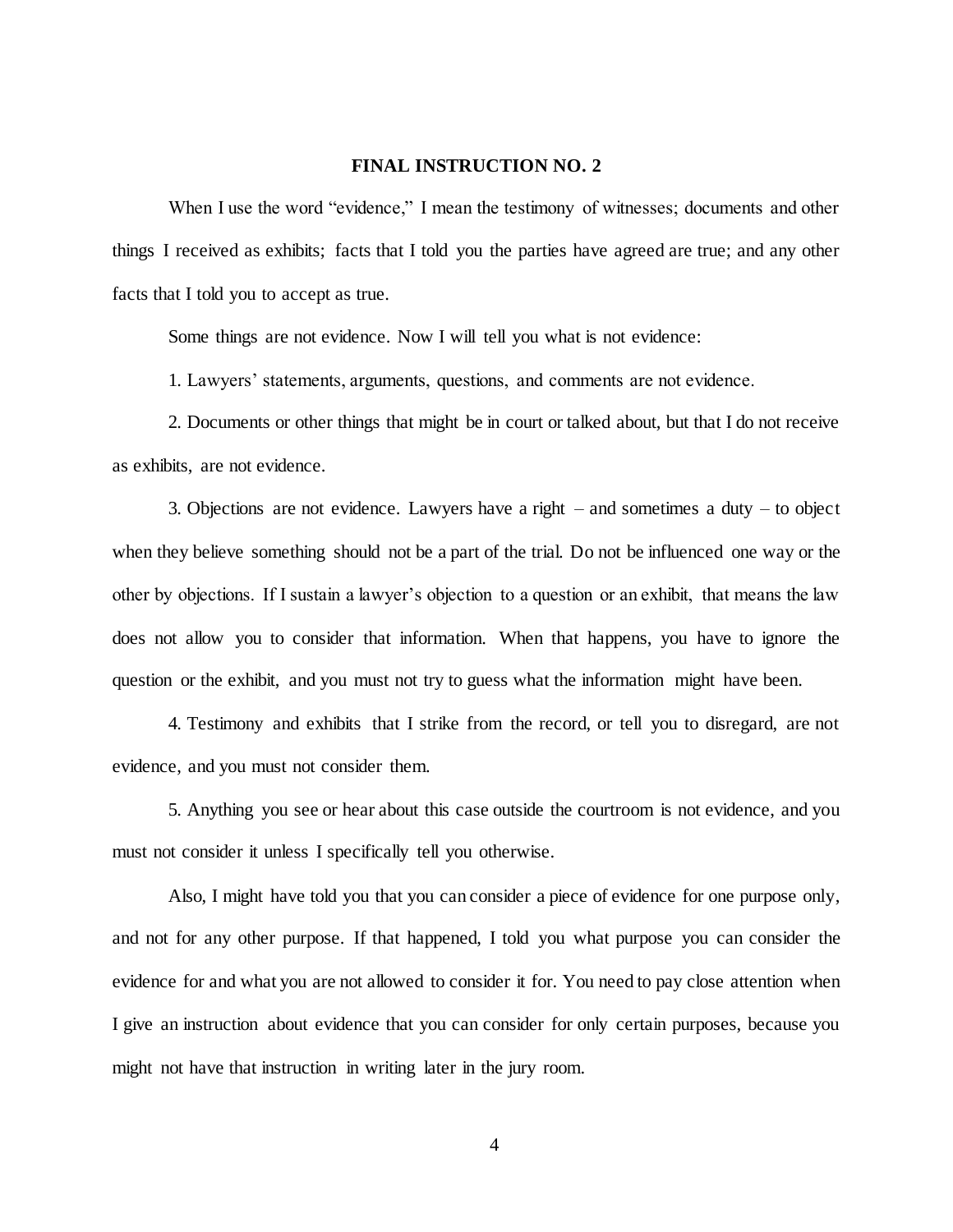# FINAL INSTRUCTION NO. 2

When I use the word "evidence," I mean the testimony of witnesses; documents and other things I received as exhibits; facts that I told you the parties have agreed are true; and any other facts that I told you to accept as true.

Some things are not evidence. Now I will tell you what is not evidence:

1. Lawyers' statements, arguments, questions, and comments are not evidence.

2. Documents or other things that might be in court or talked about, but that I do not receive as exhibits, are not evidence.

3. Objections are not evidence. Lawyers have a right – and sometimes a duty – to object when they believe something should not be a part of the trial. Do not be influenced one way or the other by objections. If I sustain a lawyer's objection to a question or an exhibit, that means the law does not allow you to consider that information. When that happens, you have to ignore the question or the exhibit, and you must not try to guess what the information might have been.

4. Testimony and exhibits that I strike from the record, or tell you to disregard, are not evidence, and you must not consider them.

5. Anything you see or hear about this case outside the courtroom is not evidence, and you must not consider it unless I specifically tell you otherwise.

Also, I might have told you that you can consider a piece of evidence for one purpose only, and not for any other purpose. If that happened, I told you what purpose you can consider the evidence for and what you are not allowed to consider it for. You need to pay close attention when I give an instruction about evidence that you can consider for only certain purposes, because you might not have that instruction in writing later in the jury room.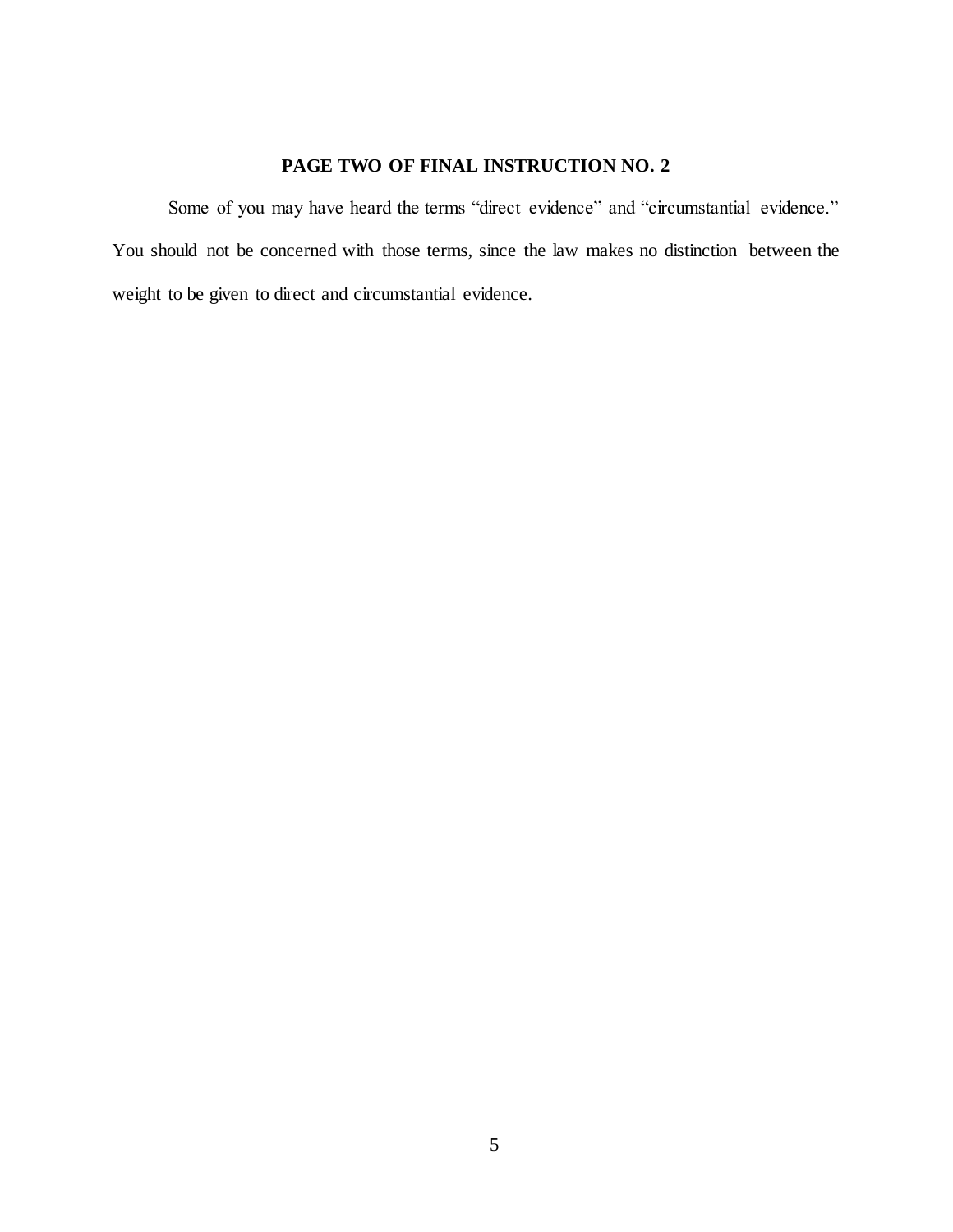**PAGE TWO OF FINAL INSTRUCTION NO. 2**

Some of you may have heard the terms "direct evidence" and "circumstantial evidence." You should not be concerned with those terms, since the law makes no distinction between the weight to be given to direct and circumstantial evidence.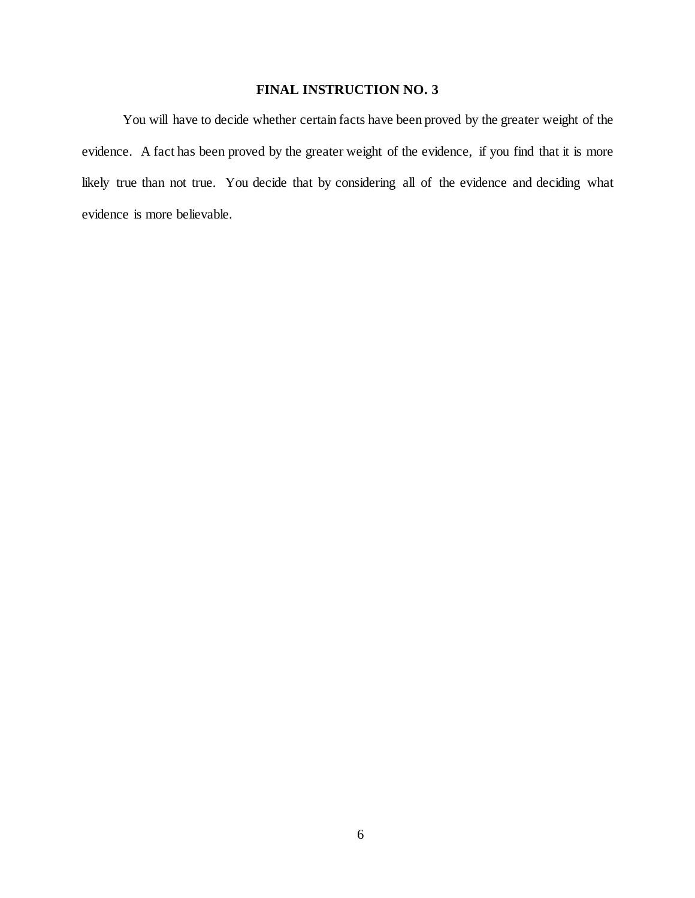## FINAL INSTRUCTION NO. 3

You will have to decide whether certain facts have been proved by the greater weight of the evidence. A fact has been proved by the greater weight of the evidence, if you find that it is more likely true than not true. You decide that by considering all of the evidence and deciding what evidence is more believable.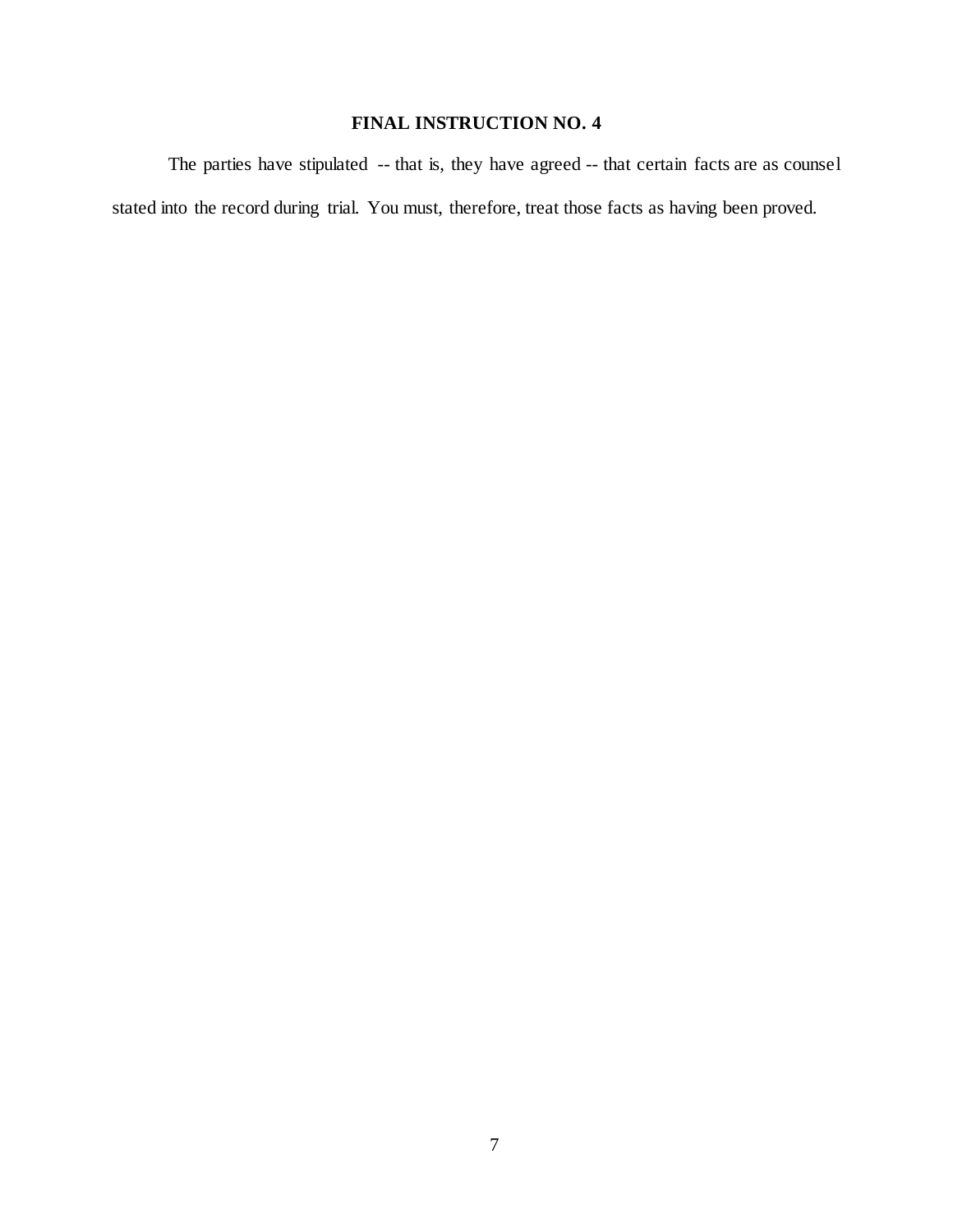**FINAL INSTRUCTION NO. 4**

The parties have stipulated -- that is, they have agreed -- that certain facts are as counsel stated into the record during trial. You must, therefore, treat those facts as having been proved.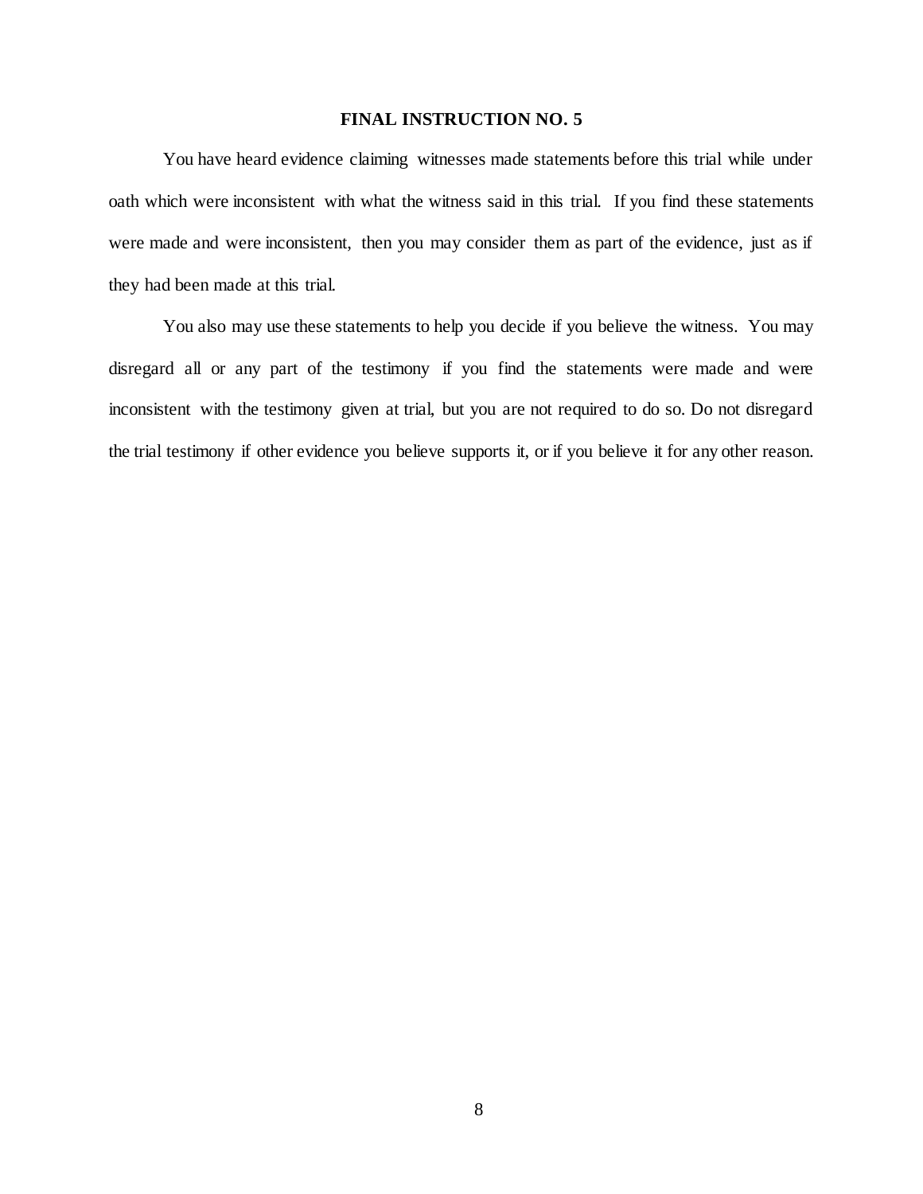## FINAL INSTRUCTION NO. 5

You have heard evidence claiming witnesses made statements before this trial while under oath which were inconsistent with what the witness said in this trial. If you find these statements were made and were inconsistent, then you may consider them as part of the evidence, just as if they had been made at this trial.

You also may use these statements to help you decide if you believe the witness. You may disregard all or any part of the testimony if you find the statements were made and were inconsistent with the testimony given at trial, but you are not required to do so. Do not disregard the trial testimony if other evidence you believe supports it, or if you believe it for any other reason.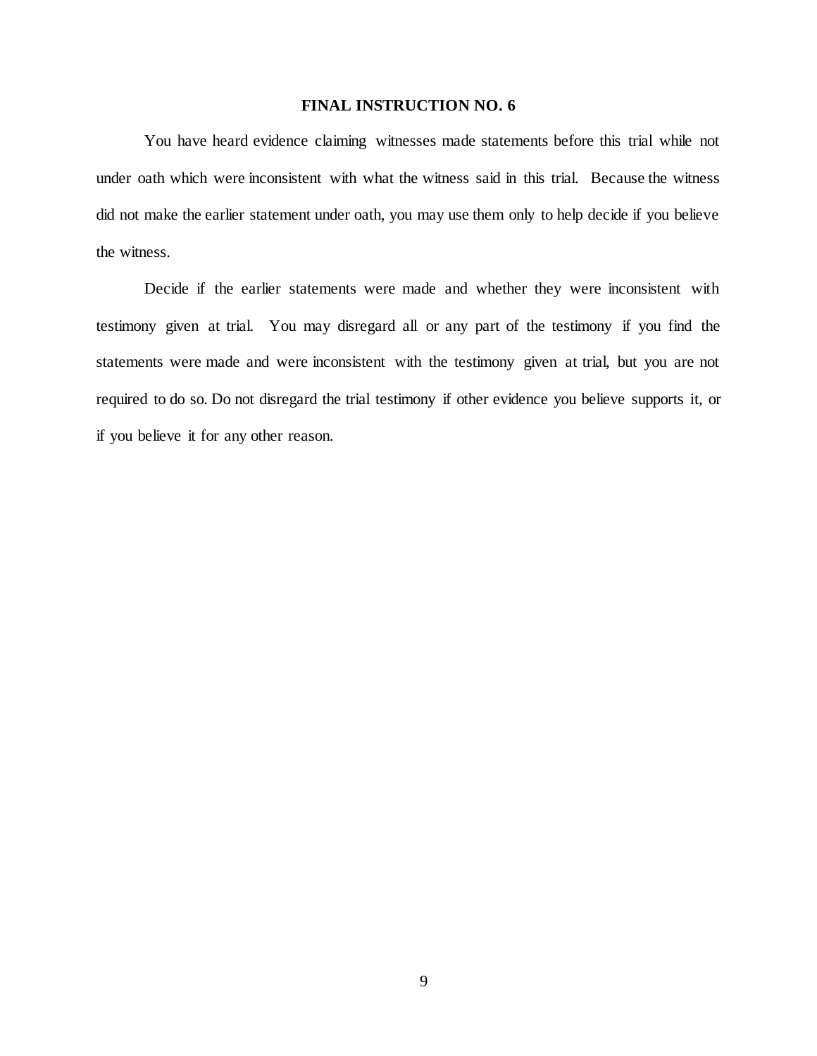**FINAL INSTRUCTION NO. 6**

You have heard evidence claiming witnesses made statements before this trial while not under oath which were inconsistent with what the witness said in this trial. Because the witness did not make the earlier statement under oath, you may use them only to help decide if you believe the witness.

Decide if the earlier statements were made and whether they were inconsistent with testimony given at trial. You may disregard all or any part of the testimony if you find the statements were made and were inconsistent with the testimony given at trial, but you are not required to do so. Do not disregard the trial testimony if other evidence you believe supports it, or if you believe it for any other reason.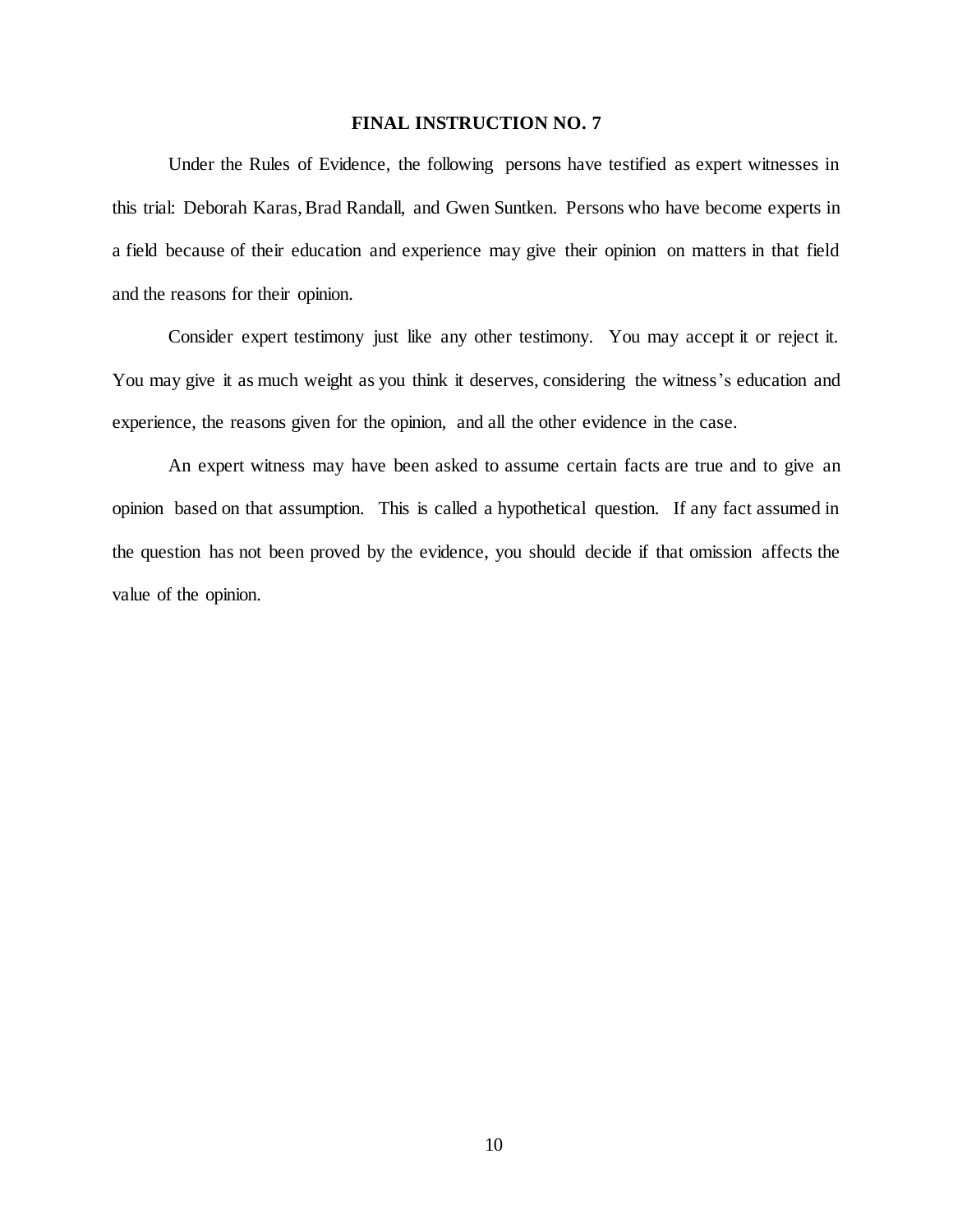**FINAL INSTRUCTION NO. 7**

Under the Rules of Evidence, the following persons have testified as expert witnesses in this trial: Deborah Karas, Brad Randall, and Gwen Suntken. Persons who have become experts in a field because of their education and experience may give their opinion on matters in that field and the reasons for their opinion.

Consider expert testimony just like any other testimony. You may accept it or reject it. You may give it as much weight as you think it deserves, considering the witness's education and experience, the reasons given for the opinion, and all the other evidence in the case.

An expert witness may have been asked to assume certain facts are true and to give an opinion based on that assumption. This is called a hypothetical question. If any fact assumed in the question has not been proved by the evidence, you should decide if that omission affects the value of the opinion.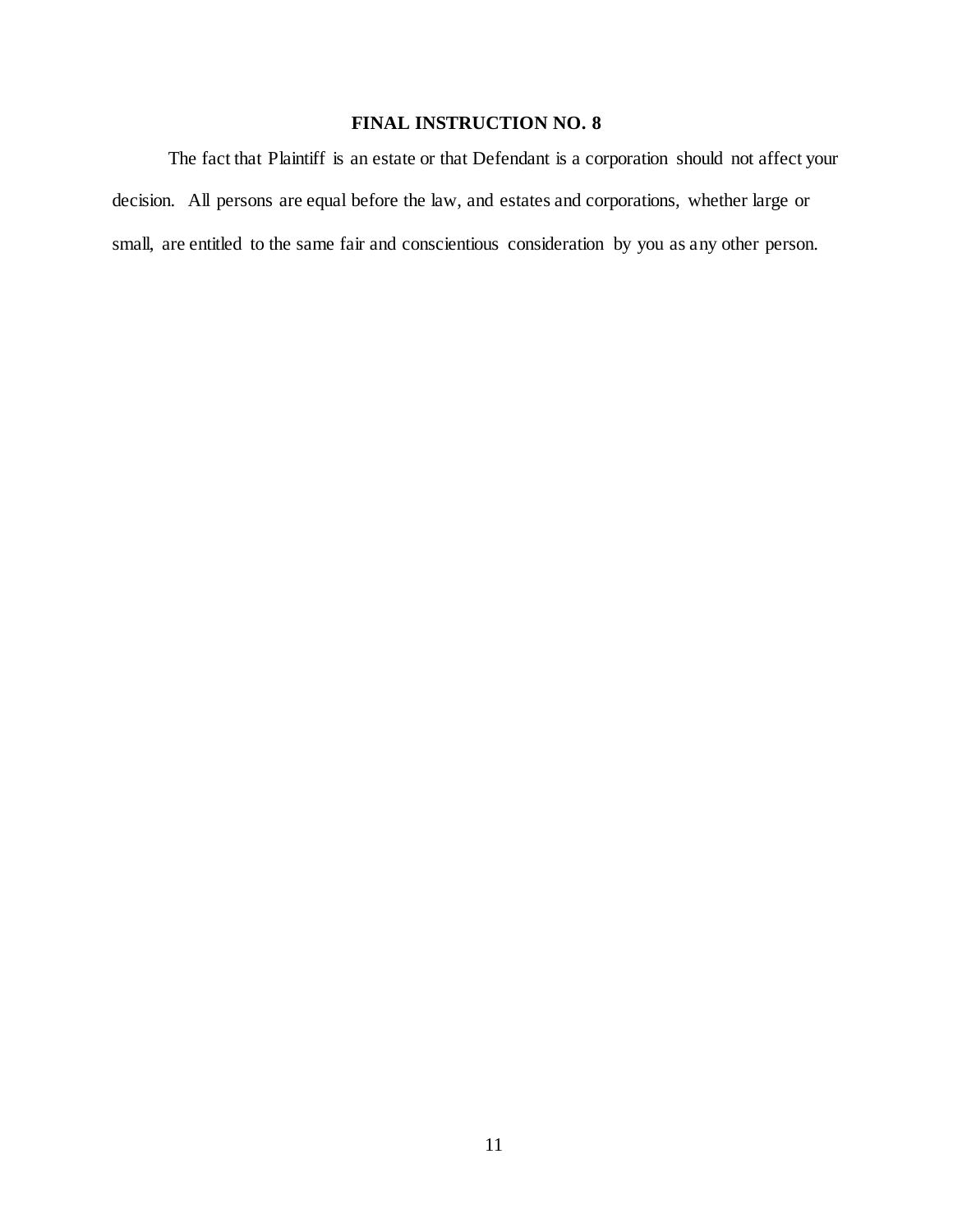## FINAL INSTRUCTION NO. 8

The fact that Plaintiff is an estate or that Defendant is a corporation should not affect your decision. All persons are equal before the law, and estates and corporations, whether large or small, are entitled to the same fair and conscientious consideration by you as any other person.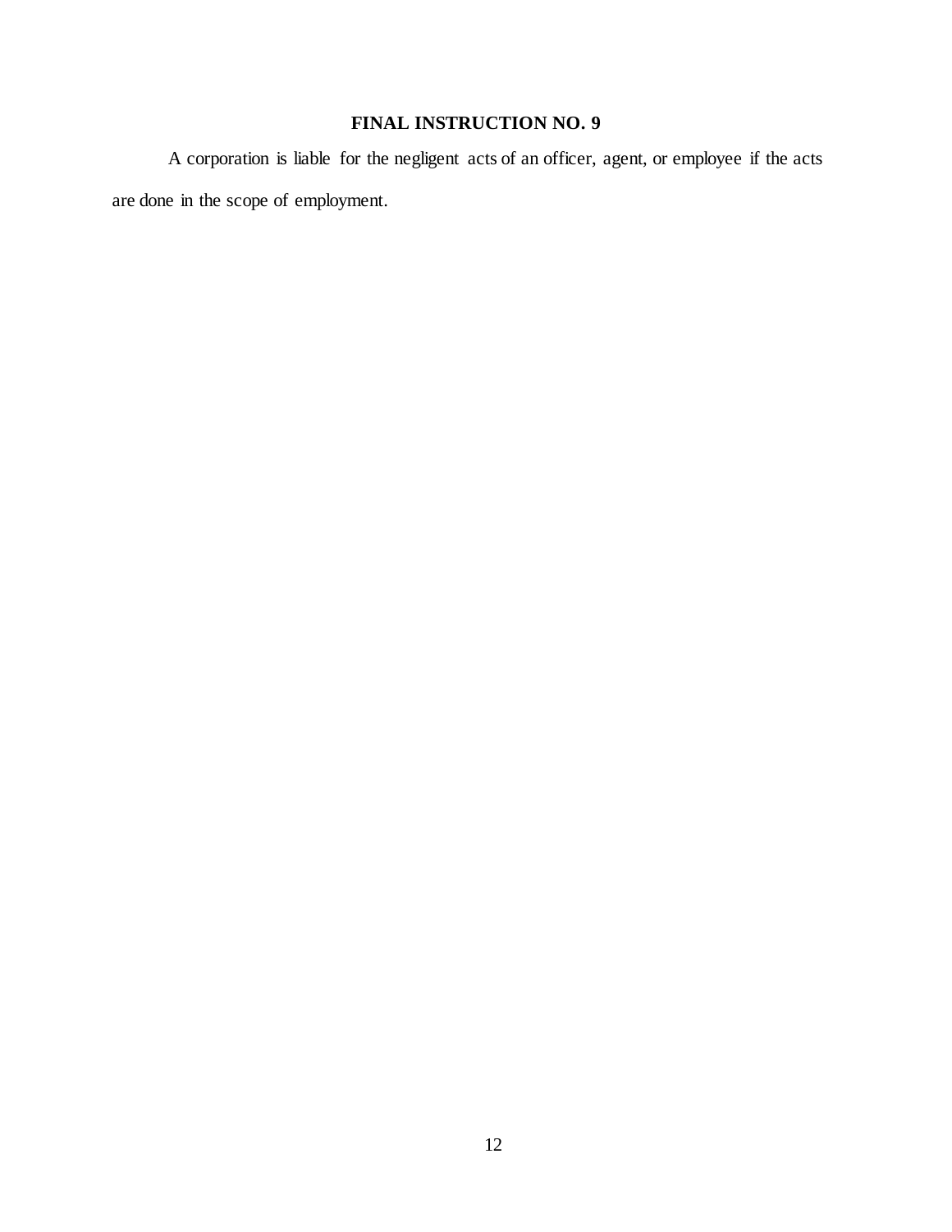## FINAL INSTRUCTION NO. 9

A corporation is liable for the negligent acts of an officer, agent, or employee if the acts are done in the scope of employment.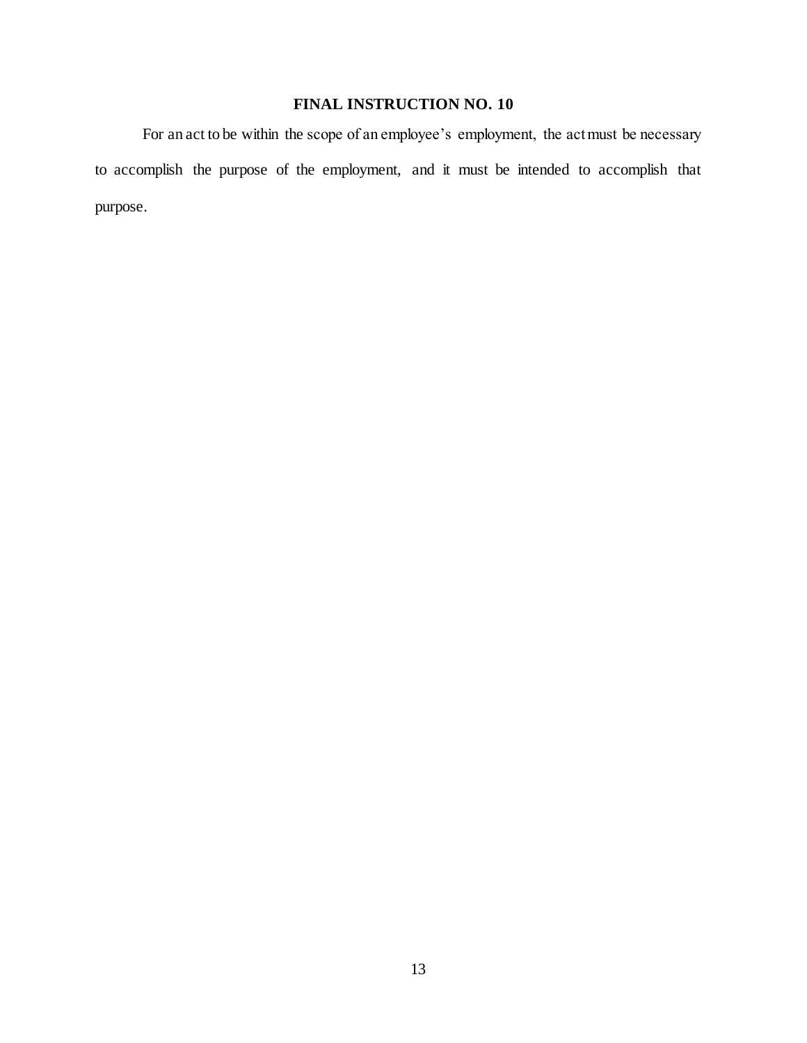# FINAL INSTRUCTION NO. 10

For an act to be within the scope of an employee's employment, the act must be necessary to accomplish the purpose of the employment, and it must be intended to accomplish that purpose.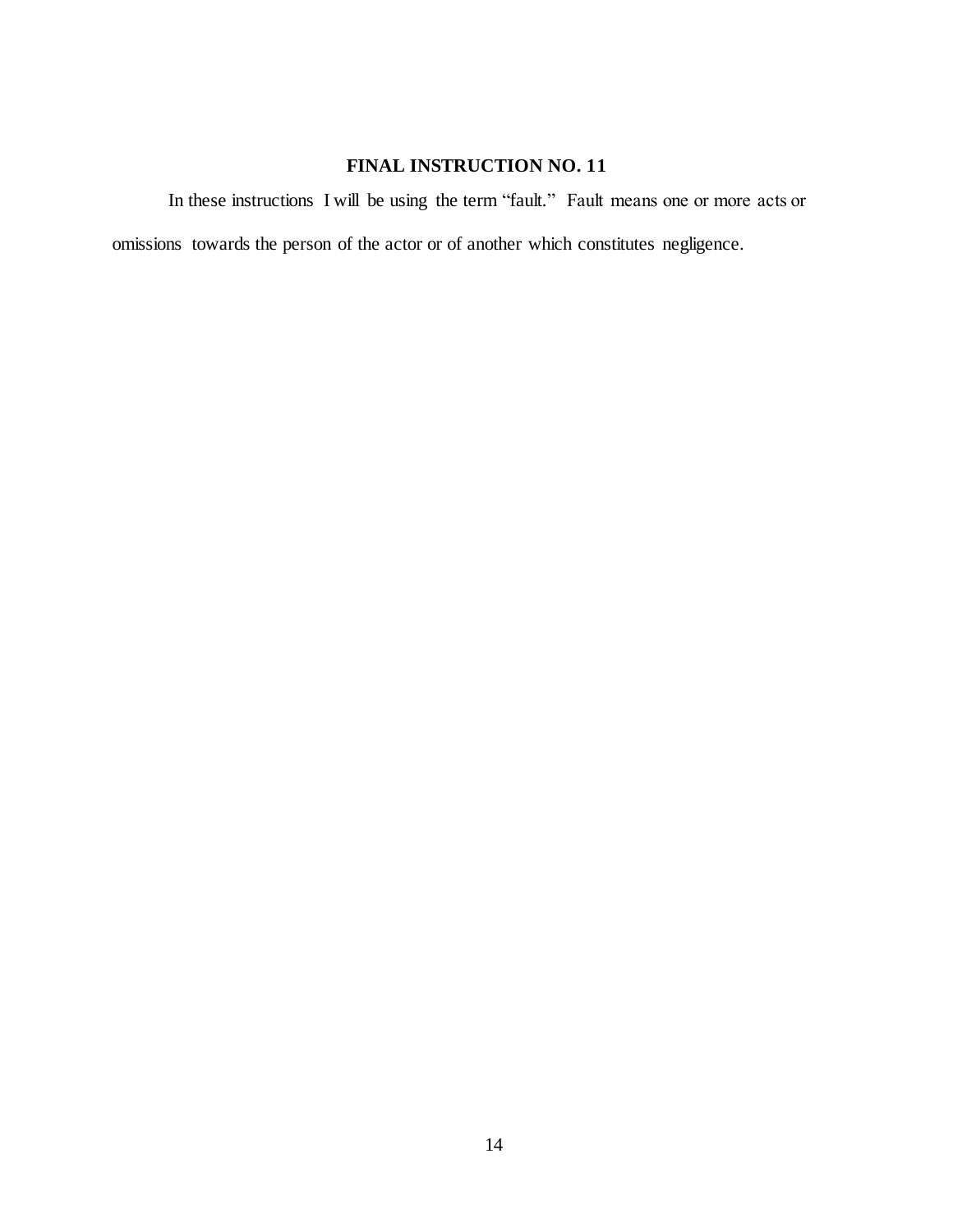**FINAL INSTRUCTION NO. 11**

In these instructions I will be using the term "fault." Fault means one or more acts or omissions towards the person of the actor or of another which constitutes negligence.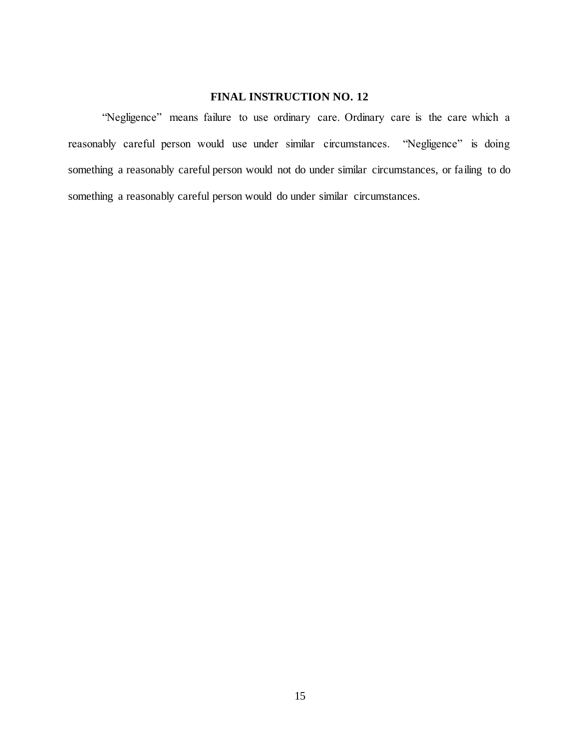**FINAL INSTRUCTION NO. 12**

"Negligence" means failure to use ordinary care. Ordinary care is the care which a reasonably careful person would use under similar circumstances. "Negligence" is doing something a reasonably careful person would not do under similar circumstances, or failing to do something a reasonably careful person would do under similar circumstances.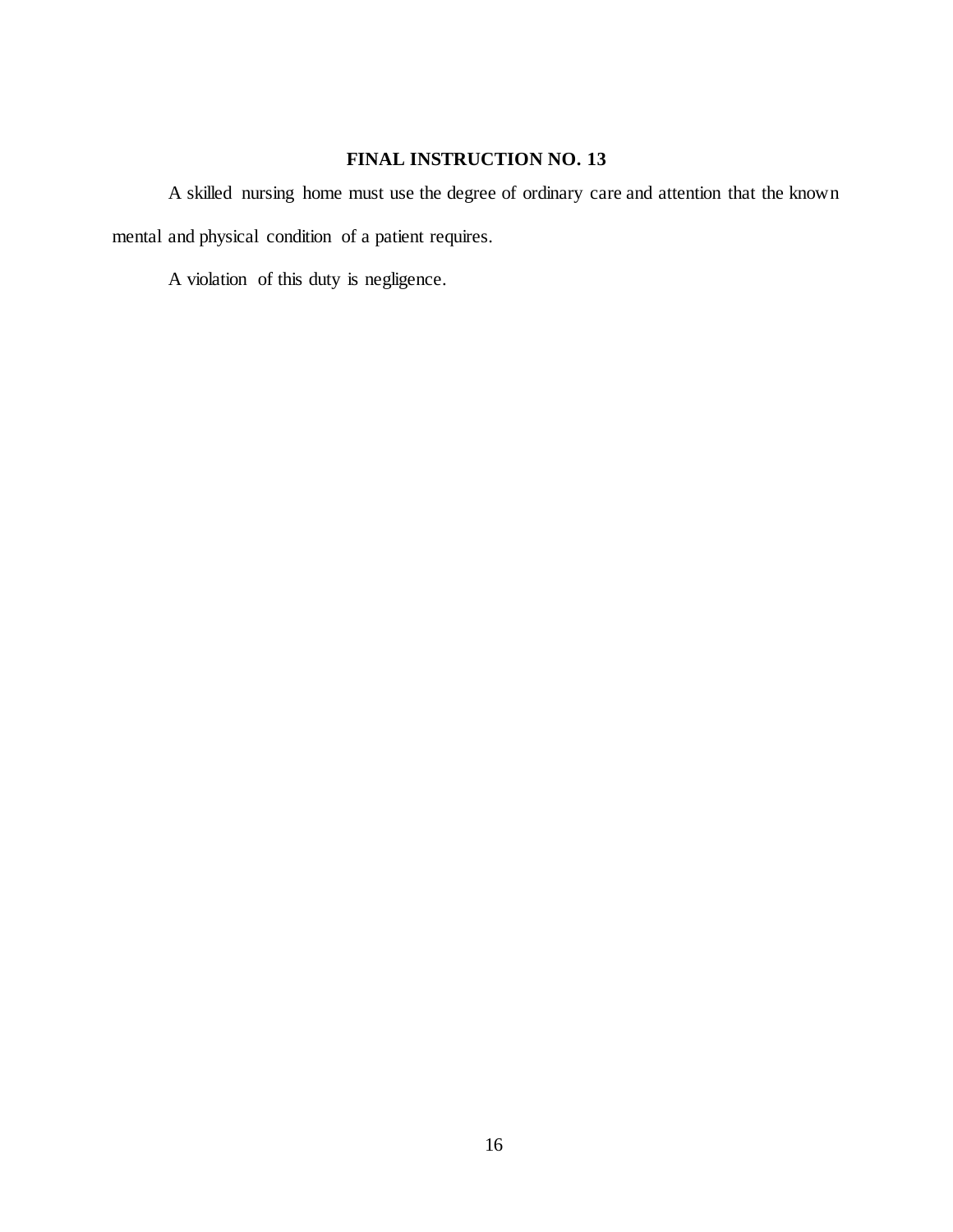## FINAL INSTRUCTION NO. 13

A skilled nursing home must use the degree of ordinary care and attention that the known mental and physical condition of a patient requires.

A violation of this duty is negligence.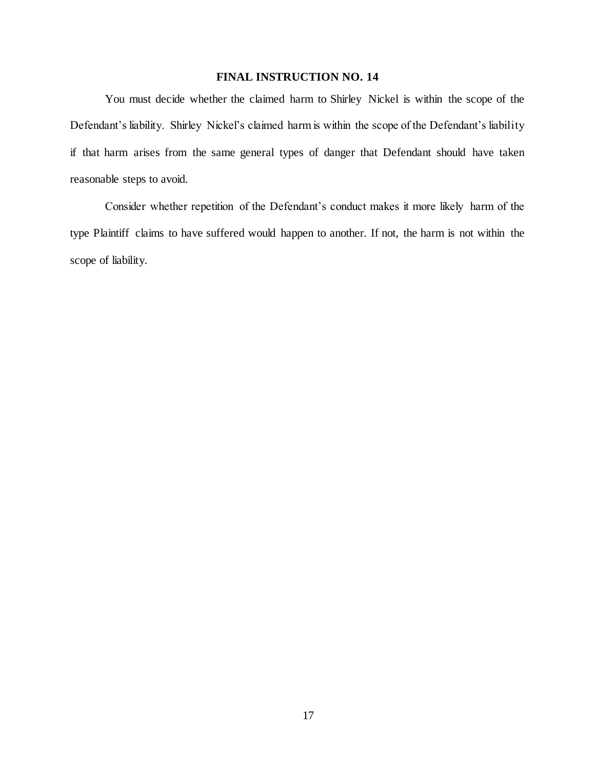**FINAL INSTRUCTION NO. 14**

You must decide whether the claimed harm to Shirley Nickel is within the scope of the Defendant's liability. Shirley Nickel's claimed harm is within the scope of the Defendant's liability if that harm arises from the same general types of danger that Defendant should have taken reasonable steps to avoid.

Consider whether repetition of the Defendant's conduct makes it more likely harm of the type Plaintiff claims to have suffered would happen to another. If not, the harm is not within the scope of liability.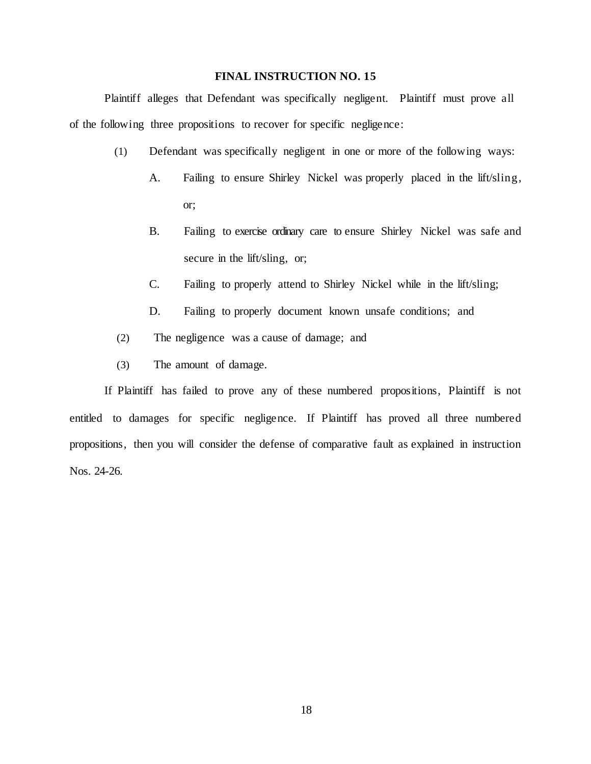## FINAL INSTRUCTION NO. 15

Plaintiff alleges that Defendant was specifically negligent. Plaintiff must prove all of the following three propositions to recover for specific negligence:

(1) Defendant was specifically negligent in one or more of the following ways:

  A. Failing to ensure Shirley Nickel was properly placed in the lift/sling, or;

  B. Failing to exercise ordinary care to ensure Shirley Nickel was safe and secure in the lift/sling, or;

  C. Failing to properly attend to Shirley Nickel while in the lift/sling;

  D. Failing to properly document known unsafe conditions; and

(2) The negligence was a cause of damage; and

(3) The amount of damage.

If Plaintiff has failed to prove any of these numbered propositions, Plaintiff is not entitled to damages for specific negligence. If Plaintiff has proved all three numbered propositions, then you will consider the defense of comparative fault as explained in instruction Nos. 24-26.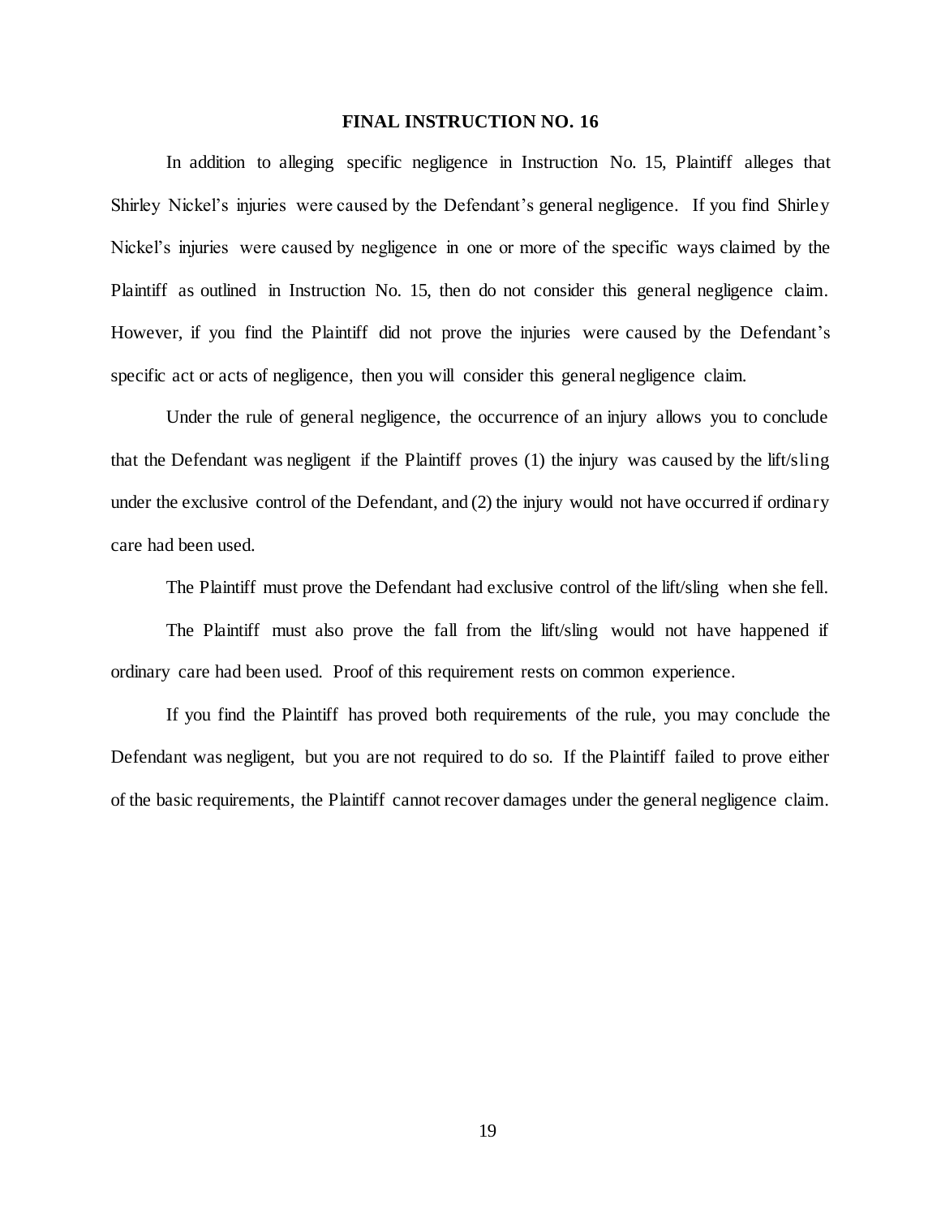**FINAL INSTRUCTION NO. 16**

In addition to alleging specific negligence in Instruction No. 15, Plaintiff alleges that Shirley Nickel's injuries were caused by the Defendant's general negligence. If you find Shirley Nickel's injuries were caused by negligence in one or more of the specific ways claimed by the Plaintiff as outlined in Instruction No. 15, then do not consider this general negligence claim. However, if you find the Plaintiff did not prove the injuries were caused by the Defendant's specific act or acts of negligence, then you will consider this general negligence claim.

Under the rule of general negligence, the occurrence of an injury allows you to conclude that the Defendant was negligent if the Plaintiff proves (1) the injury was caused by the lift/sling under the exclusive control of the Defendant, and (2) the injury would not have occurred if ordinary care had been used.

The Plaintiff must prove the Defendant had exclusive control of the lift/sling when she fell.

The Plaintiff must also prove the fall from the lift/sling would not have happened if ordinary care had been used. Proof of this requirement rests on common experience.

If you find the Plaintiff has proved both requirements of the rule, you may conclude the Defendant was negligent, but you are not required to do so. If the Plaintiff failed to prove either of the basic requirements, the Plaintiff cannot recover damages under the general negligence claim.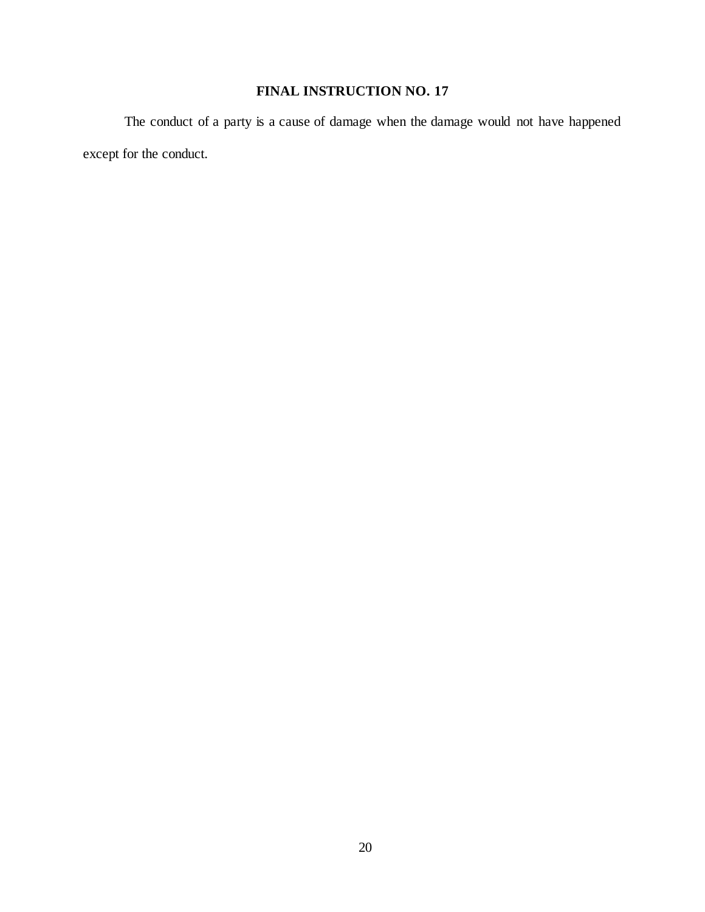## FINAL INSTRUCTION NO. 17

The conduct of a party is a cause of damage when the damage would not have happened except for the conduct.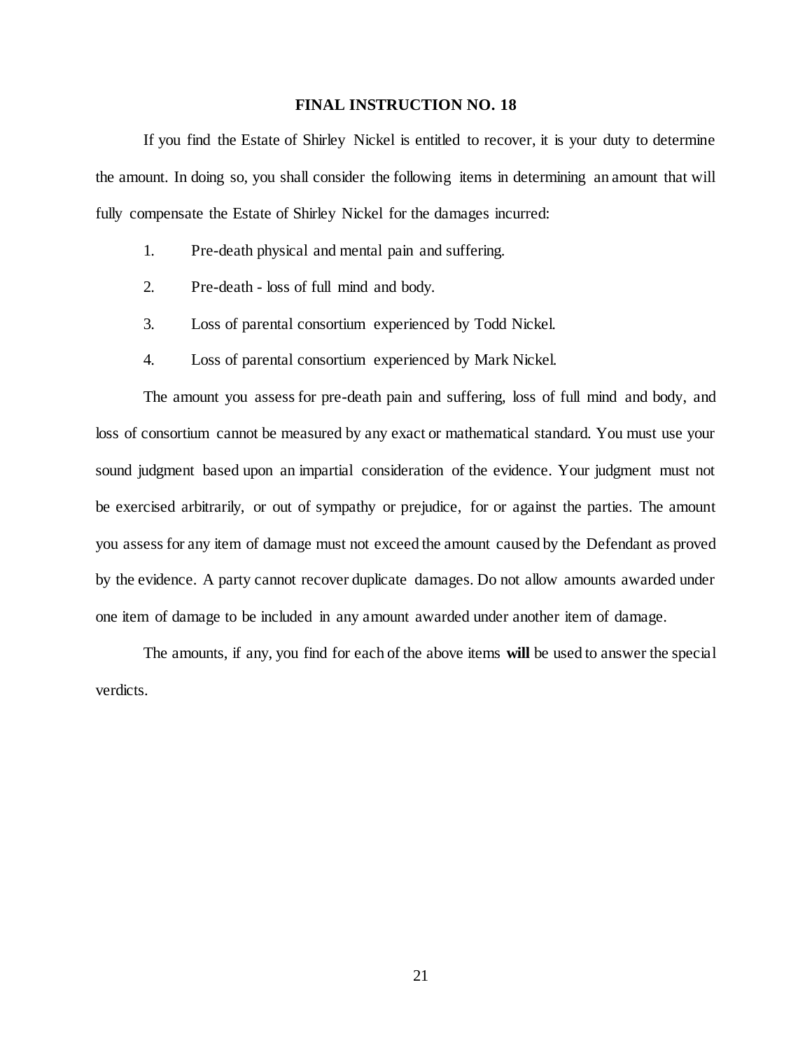**FINAL INSTRUCTION NO. 18**

If you find the Estate of Shirley Nickel is entitled to recover, it is your duty to determine the amount. In doing so, you shall consider the following items in determining an amount that will fully compensate the Estate of Shirley Nickel for the damages incurred:

1. Pre-death physical and mental pain and suffering.
2. Pre-death - loss of full mind and body.
3. Loss of parental consortium experienced by Todd Nickel.
4. Loss of parental consortium experienced by Mark Nickel.

The amount you assess for pre-death pain and suffering, loss of full mind and body, and loss of consortium cannot be measured by any exact or mathematical standard. You must use your sound judgment based upon an impartial consideration of the evidence. Your judgment must not be exercised arbitrarily, or out of sympathy or prejudice, for or against the parties. The amount you assess for any item of damage must not exceed the amount caused by the Defendant as proved by the evidence. A party cannot recover duplicate damages. Do not allow amounts awarded under one item of damage to be included in any amount awarded under another item of damage.

The amounts, if any, you find for each of the above items **will** be used to answer the special verdicts.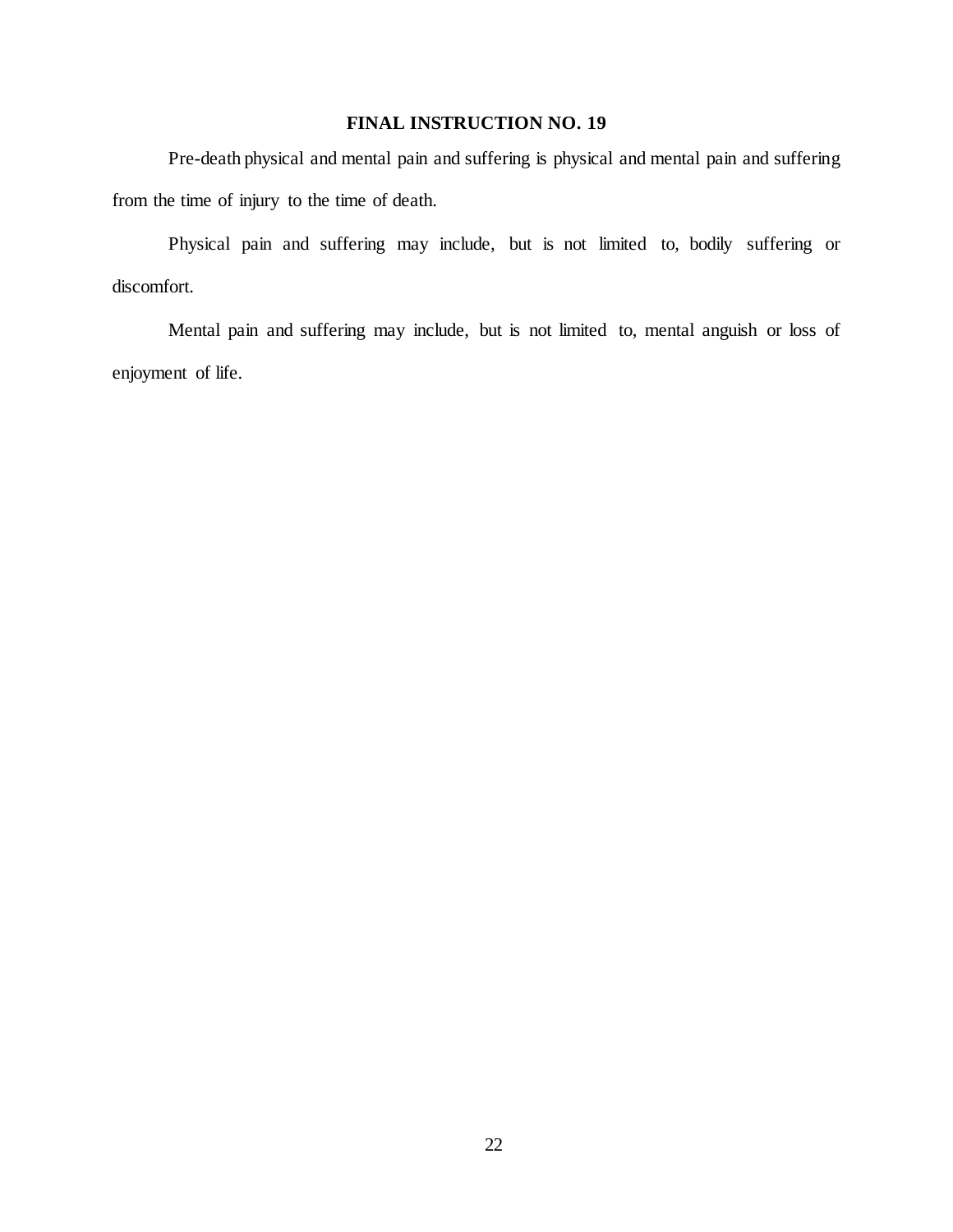## FINAL INSTRUCTION NO. 19

Pre-death physical and mental pain and suffering is physical and mental pain and suffering from the time of injury to the time of death.

Physical pain and suffering may include, but is not limited to, bodily suffering or discomfort.

Mental pain and suffering may include, but is not limited to, mental anguish or loss of enjoyment of life.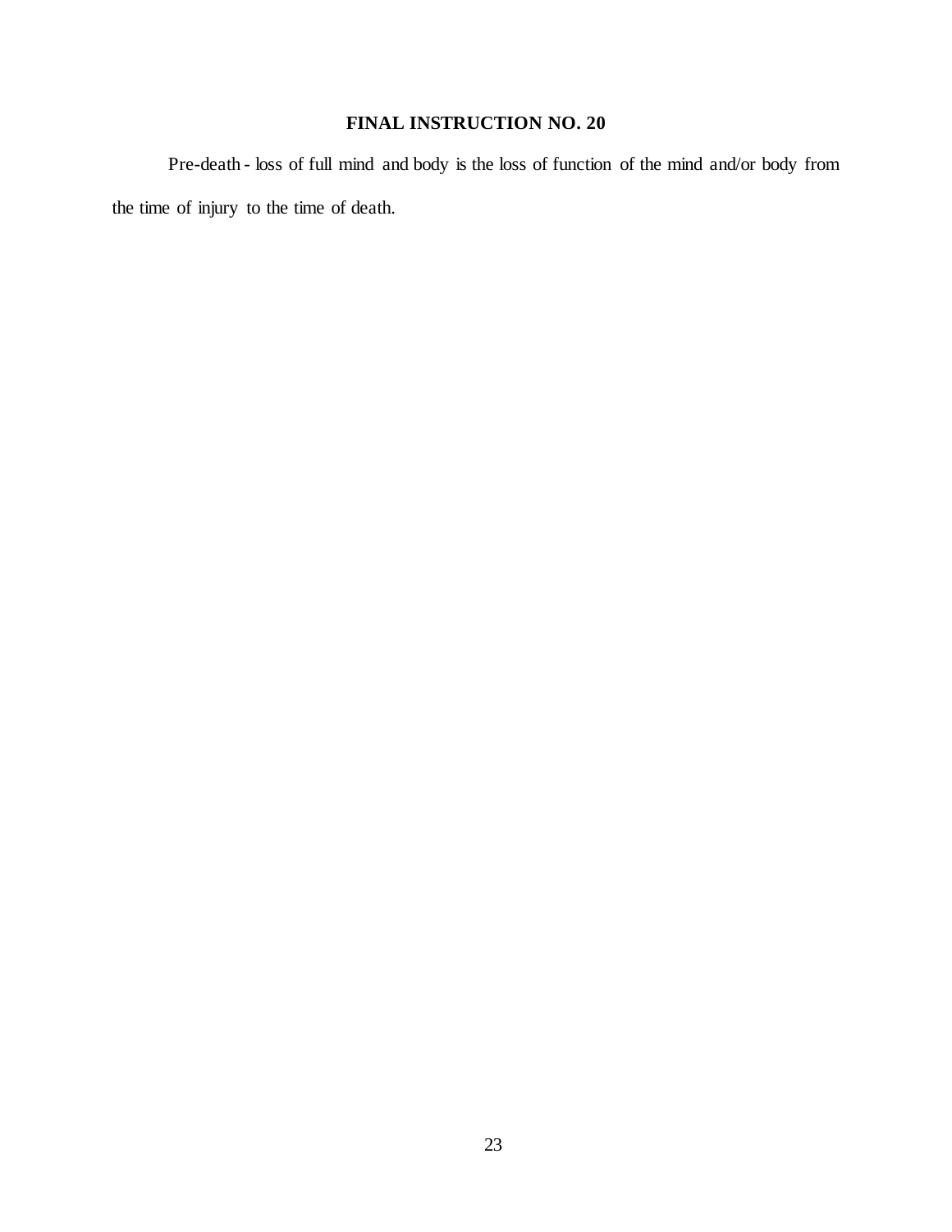**FINAL INSTRUCTION NO. 20**

Pre-death - loss of full mind and body is the loss of function of the mind and/or body from the time of injury to the time of death.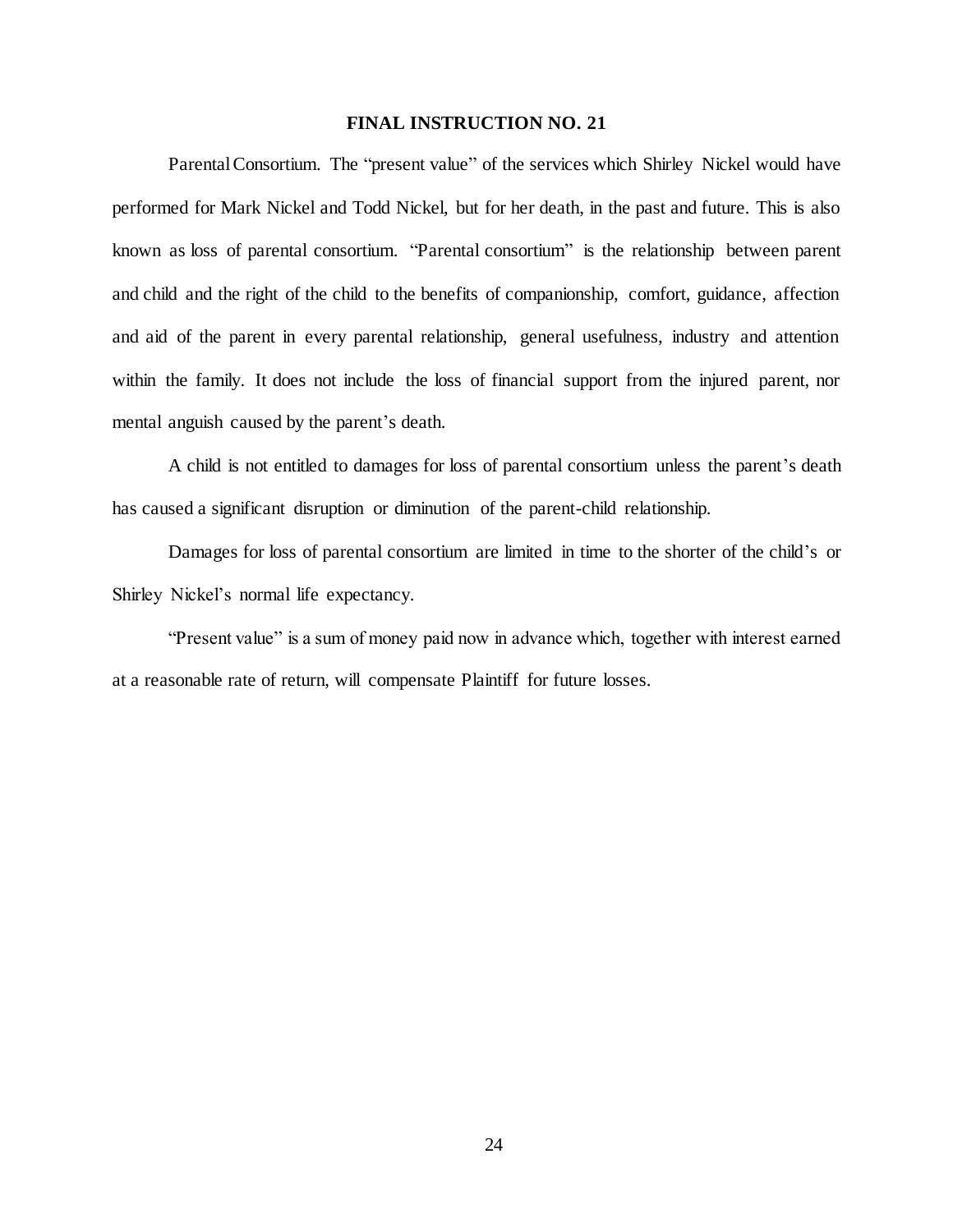**FINAL INSTRUCTION NO. 21**

Parental Consortium. The "present value" of the services which Shirley Nickel would have performed for Mark Nickel and Todd Nickel, but for her death, in the past and future. This is also known as loss of parental consortium. "Parental consortium" is the relationship between parent and child and the right of the child to the benefits of companionship, comfort, guidance, affection and aid of the parent in every parental relationship, general usefulness, industry and attention within the family. It does not include the loss of financial support from the injured parent, nor mental anguish caused by the parent's death.

A child is not entitled to damages for loss of parental consortium unless the parent's death has caused a significant disruption or diminution of the parent-child relationship.

Damages for loss of parental consortium are limited in time to the shorter of the child's or Shirley Nickel's normal life expectancy.

"Present value" is a sum of money paid now in advance which, together with interest earned at a reasonable rate of return, will compensate Plaintiff for future losses.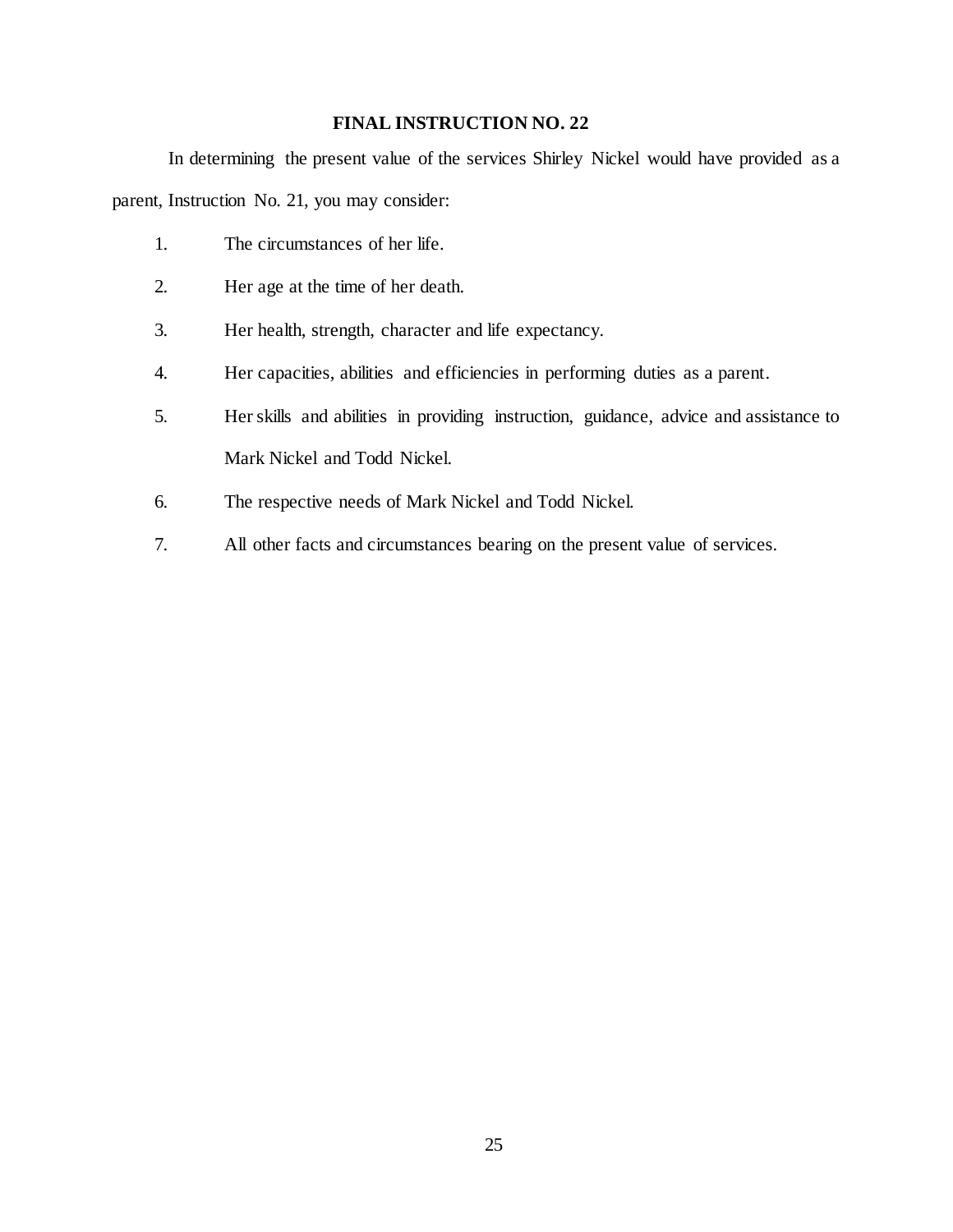## FINAL INSTRUCTION NO. 22

In determining the present value of the services Shirley Nickel would have provided as a parent, Instruction No. 21, you may consider:

1. The circumstances of her life.
2. Her age at the time of her death.
3. Her health, strength, character and life expectancy.
4. Her capacities, abilities and efficiencies in performing duties as a parent.
5. Her skills and abilities in providing instruction, guidance, advice and assistance to Mark Nickel and Todd Nickel.
6. The respective needs of Mark Nickel and Todd Nickel.
7. All other facts and circumstances bearing on the present value of services.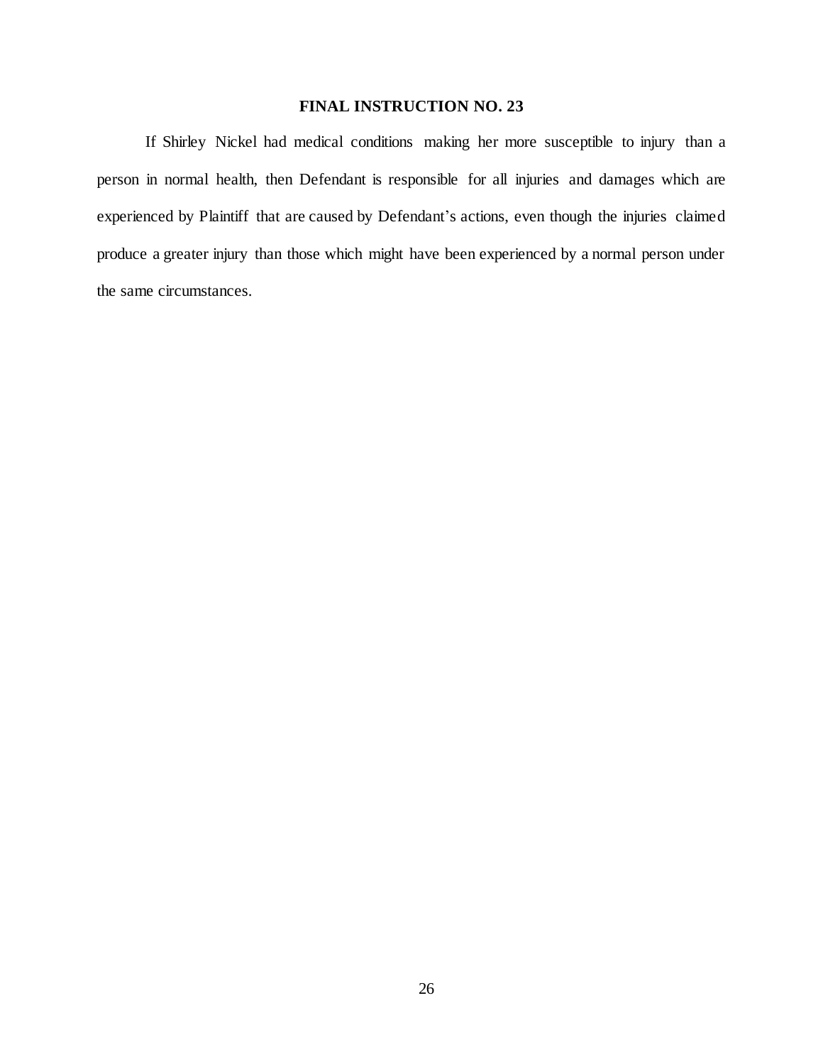**FINAL INSTRUCTION NO. 23**

If Shirley Nickel had medical conditions making her more susceptible to injury than a person in normal health, then Defendant is responsible for all injuries and damages which are experienced by Plaintiff that are caused by Defendant's actions, even though the injuries claimed produce a greater injury than those which might have been experienced by a normal person under the same circumstances.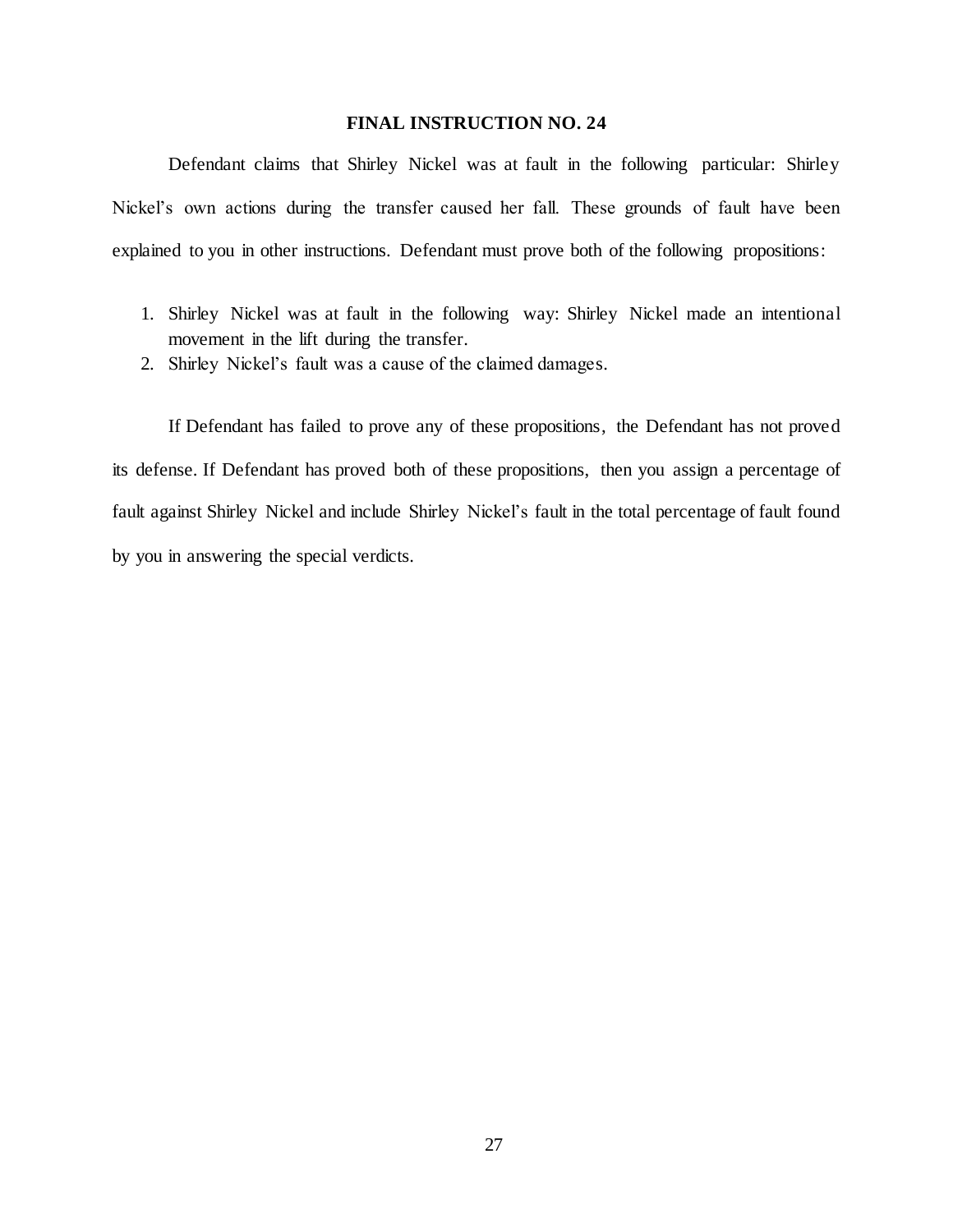## FINAL INSTRUCTION NO. 24

Defendant claims that Shirley Nickel was at fault in the following particular: Shirley Nickel's own actions during the transfer caused her fall. These grounds of fault have been explained to you in other instructions. Defendant must prove both of the following propositions:

1. Shirley Nickel was at fault in the following way: Shirley Nickel made an intentional movement in the lift during the transfer.
2. Shirley Nickel's fault was a cause of the claimed damages.

If Defendant has failed to prove any of these propositions, the Defendant has not proved its defense. If Defendant has proved both of these propositions, then you assign a percentage of fault against Shirley Nickel and include Shirley Nickel's fault in the total percentage of fault found by you in answering the special verdicts.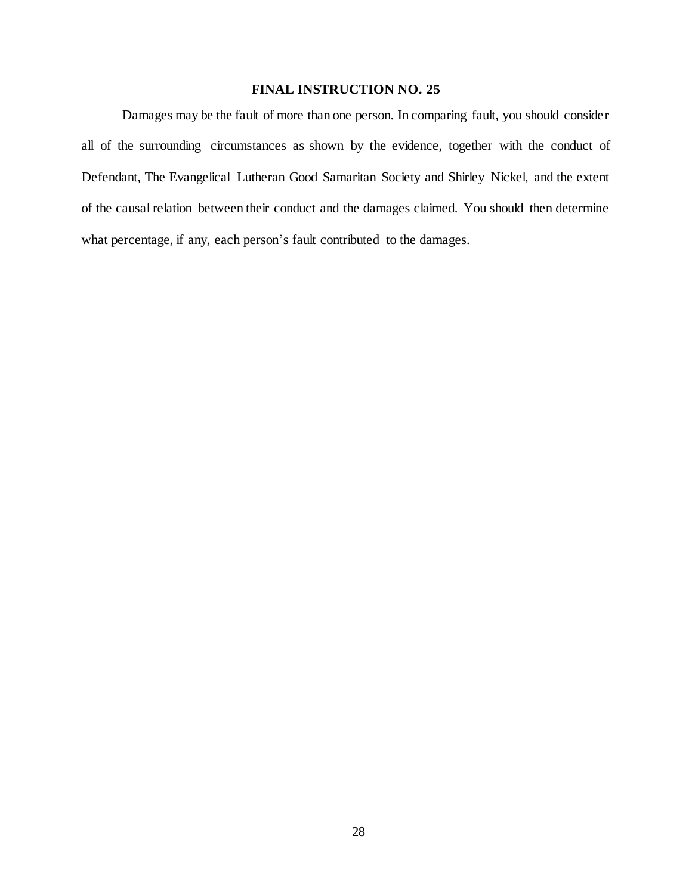**FINAL INSTRUCTION NO. 25**

Damages may be the fault of more than one person. In comparing fault, you should consider all of the surrounding circumstances as shown by the evidence, together with the conduct of Defendant, The Evangelical Lutheran Good Samaritan Society and Shirley Nickel, and the extent of the causal relation between their conduct and the damages claimed. You should then determine what percentage, if any, each person's fault contributed to the damages.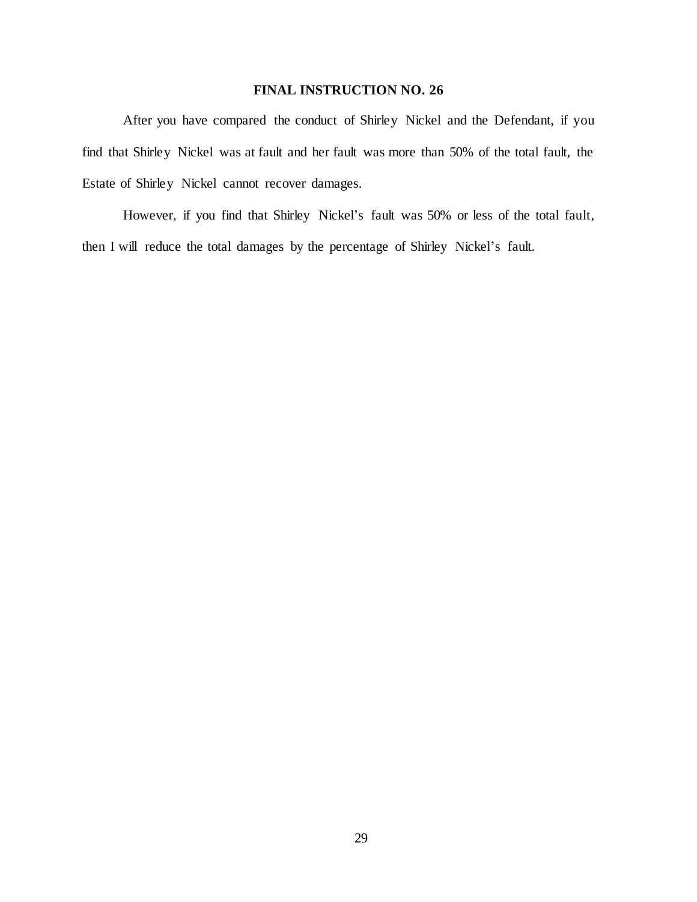**FINAL INSTRUCTION NO. 26**

After you have compared the conduct of Shirley Nickel and the Defendant, if you find that Shirley Nickel was at fault and her fault was more than 50% of the total fault, the Estate of Shirley Nickel cannot recover damages.

However, if you find that Shirley Nickel's fault was 50% or less of the total fault, then I will reduce the total damages by the percentage of Shirley Nickel's fault.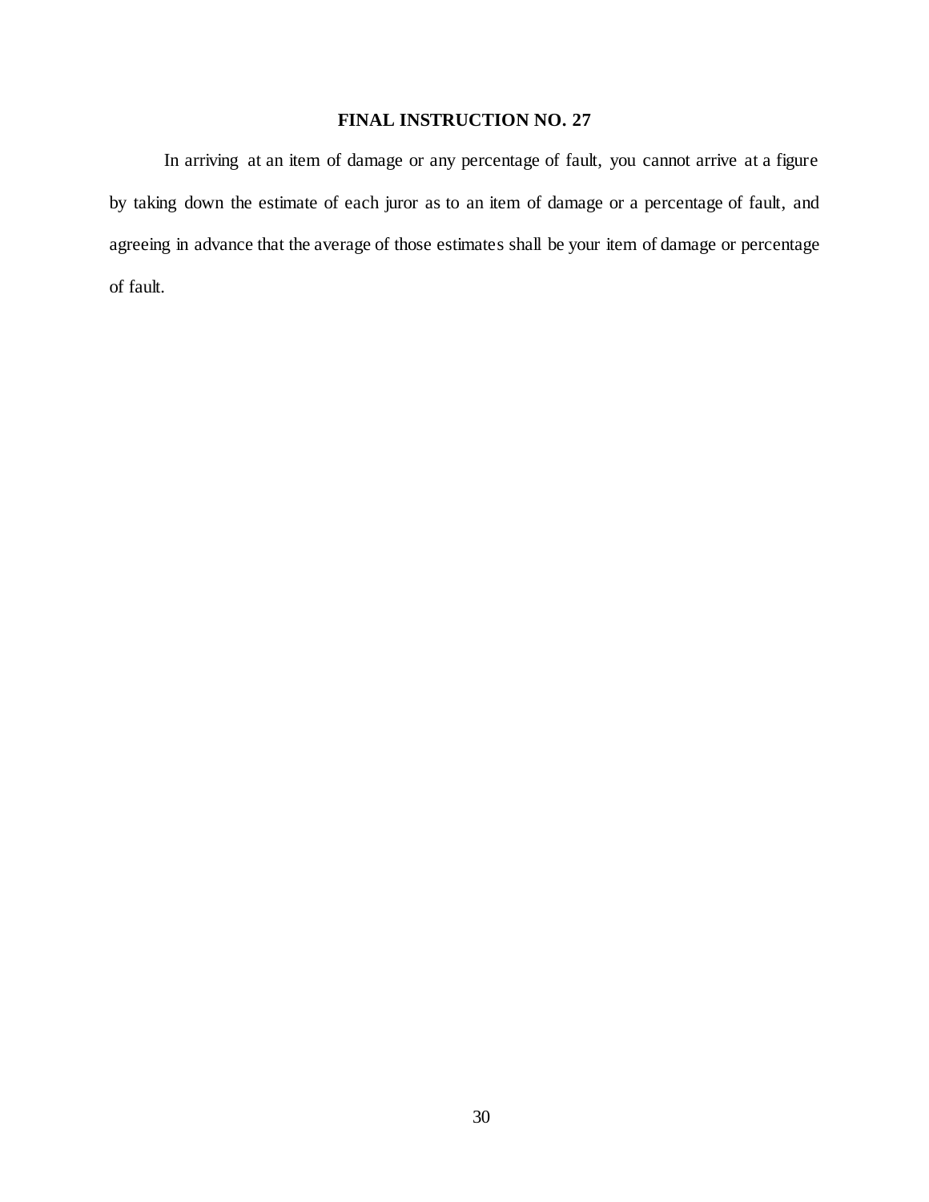**FINAL INSTRUCTION NO. 27**

In arriving at an item of damage or any percentage of fault, you cannot arrive at a figure by taking down the estimate of each juror as to an item of damage or a percentage of fault, and agreeing in advance that the average of those estimates shall be your item of damage or percentage of fault.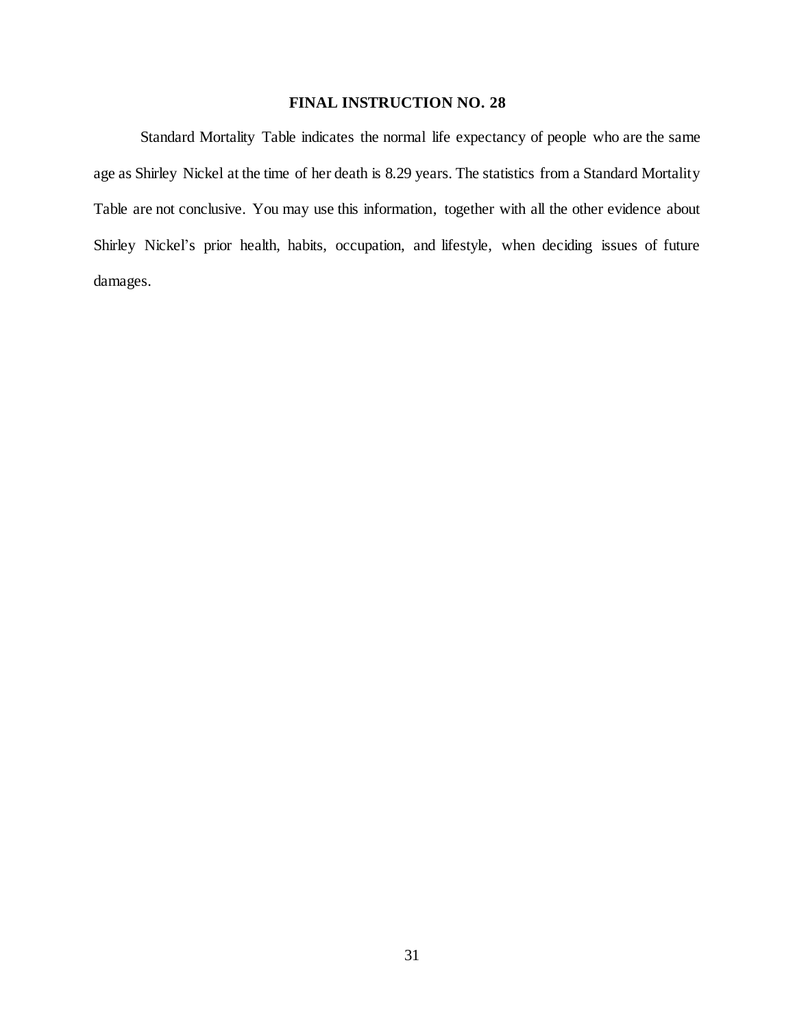## FINAL INSTRUCTION NO. 28

Standard Mortality Table indicates the normal life expectancy of people who are the same age as Shirley Nickel at the time of her death is 8.29 years. The statistics from a Standard Mortality Table are not conclusive. You may use this information, together with all the other evidence about Shirley Nickel's prior health, habits, occupation, and lifestyle, when deciding issues of future damages.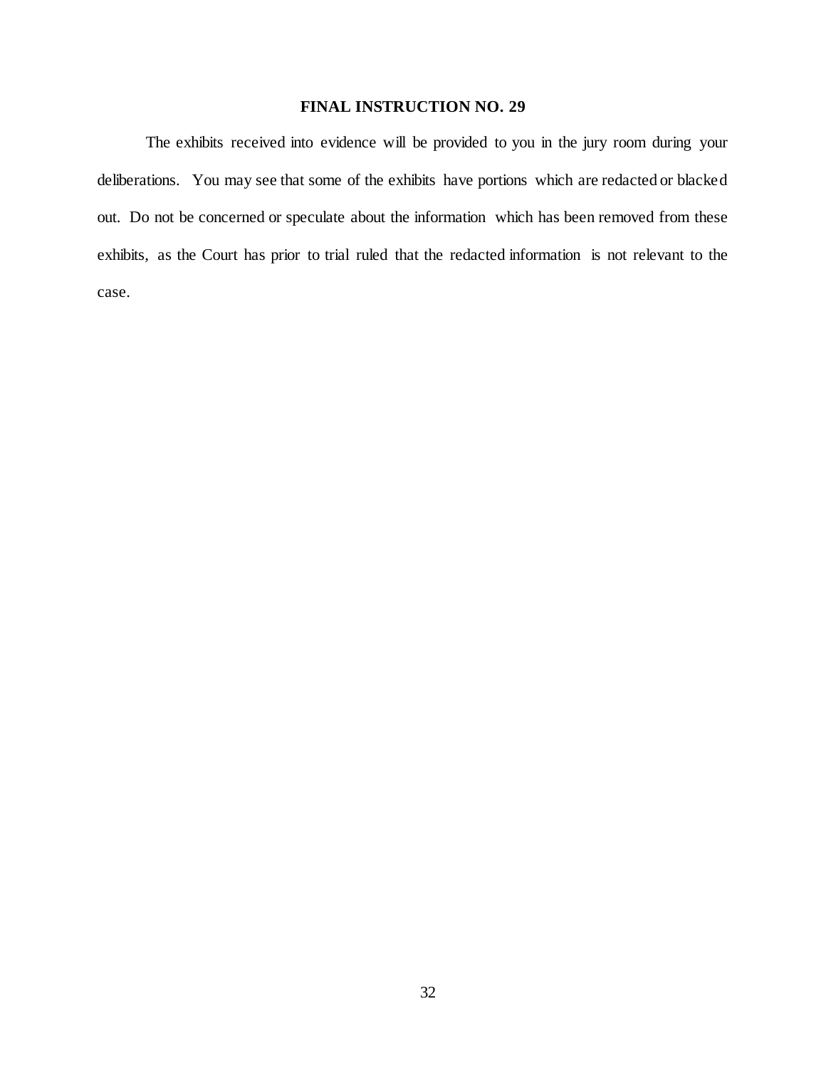**FINAL INSTRUCTION NO. 29**

The exhibits received into evidence will be provided to you in the jury room during your deliberations. You may see that some of the exhibits have portions which are redacted or blacked out. Do not be concerned or speculate about the information which has been removed from these exhibits, as the Court has prior to trial ruled that the redacted information is not relevant to the case.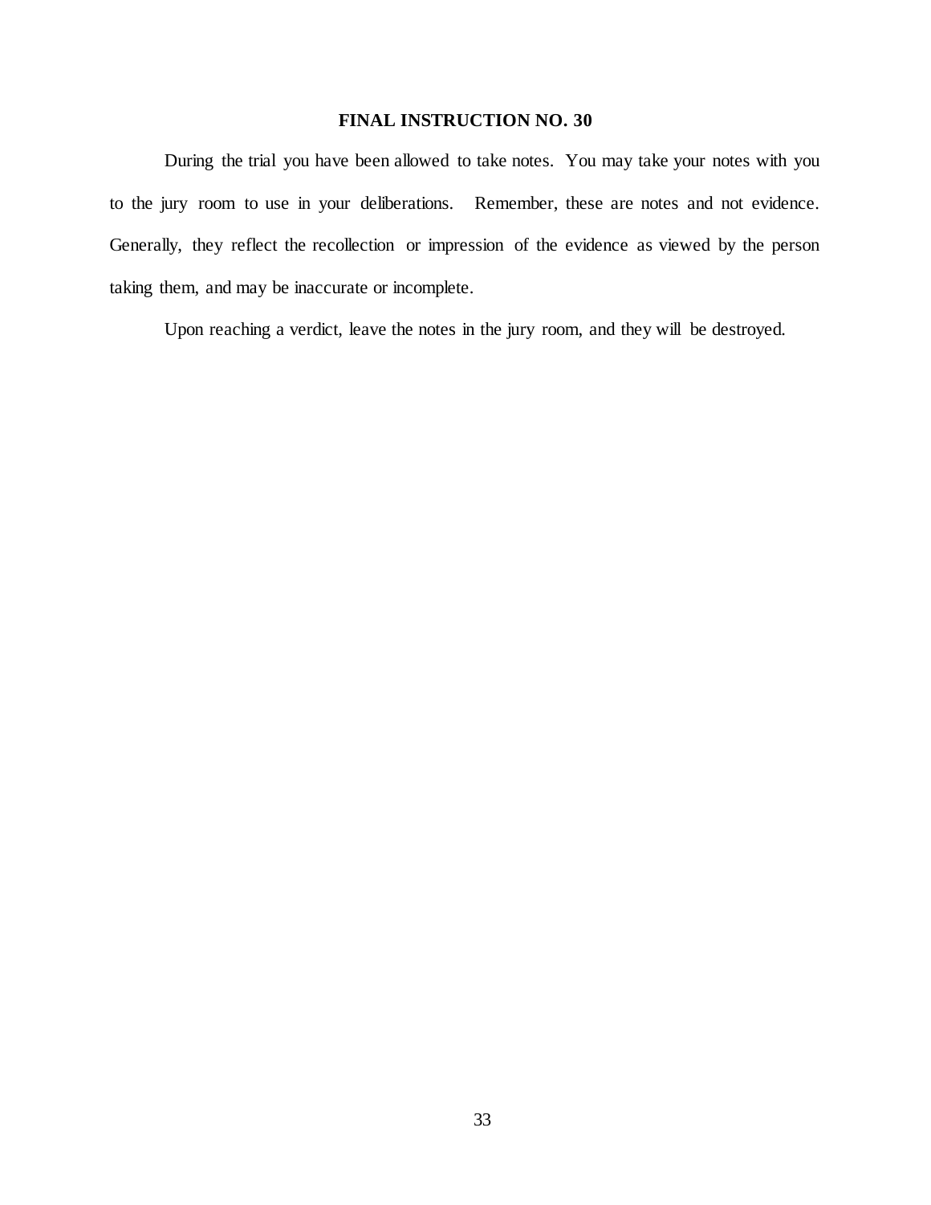# FINAL INSTRUCTION NO. 30

During the trial you have been allowed to take notes. You may take your notes with you to the jury room to use in your deliberations. Remember, these are notes and not evidence. Generally, they reflect the recollection or impression of the evidence as viewed by the person taking them, and may be inaccurate or incomplete.

Upon reaching a verdict, leave the notes in the jury room, and they will be destroyed.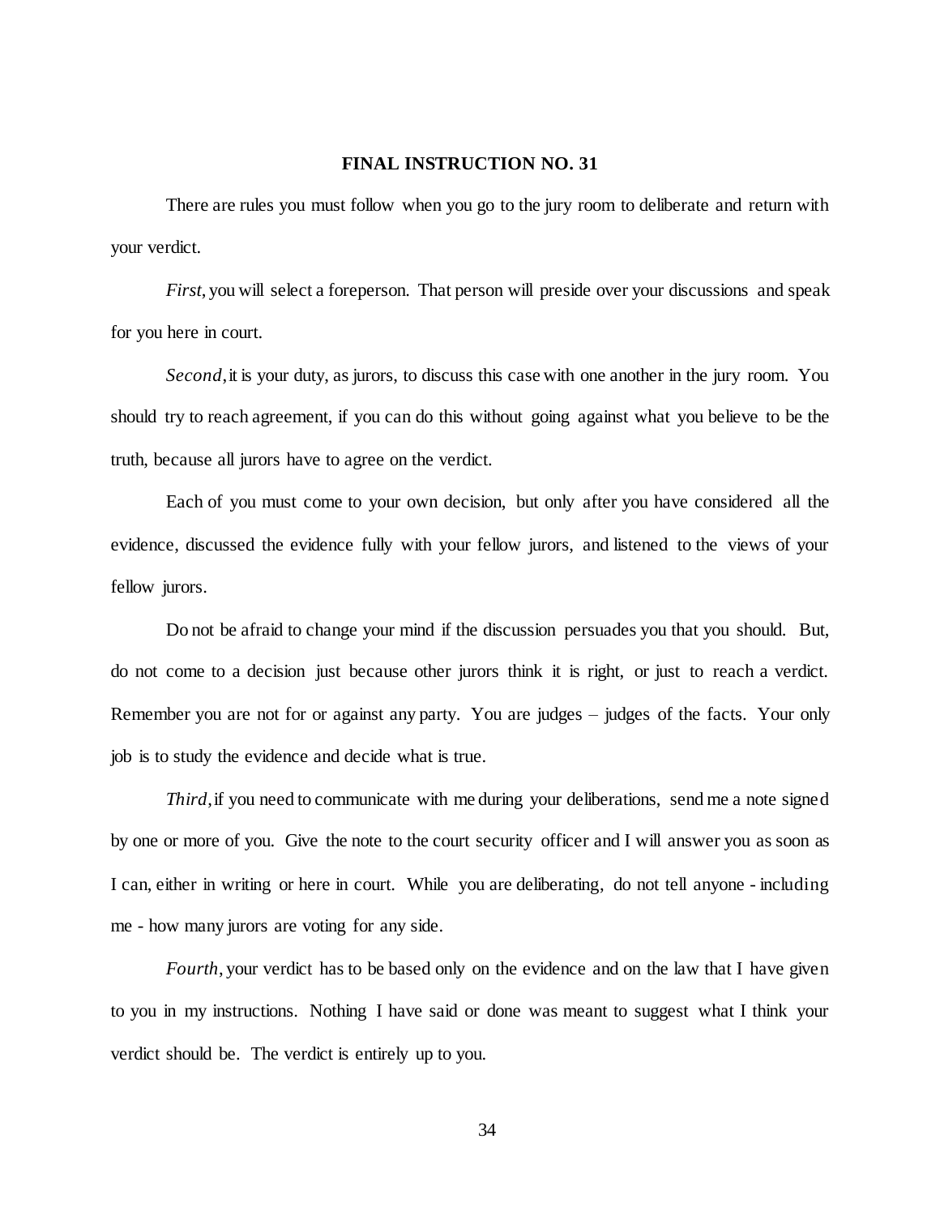**FINAL INSTRUCTION NO. 31**

There are rules you must follow when you go to the jury room to deliberate and return with your verdict.

*First*, you will select a foreperson. That person will preside over your discussions and speak for you here in court.

*Second*, it is your duty, as jurors, to discuss this case with one another in the jury room. You should try to reach agreement, if you can do this without going against what you believe to be the truth, because all jurors have to agree on the verdict.

Each of you must come to your own decision, but only after you have considered all the evidence, discussed the evidence fully with your fellow jurors, and listened to the views of your fellow jurors.

Do not be afraid to change your mind if the discussion persuades you that you should. But, do not come to a decision just because other jurors think it is right, or just to reach a verdict. Remember you are not for or against any party. You are judges – judges of the facts. Your only job is to study the evidence and decide what is true.

*Third*, if you need to communicate with me during your deliberations, send me a note signed by one or more of you. Give the note to the court security officer and I will answer you as soon as I can, either in writing or here in court. While you are deliberating, do not tell anyone - including me - how many jurors are voting for any side.

*Fourth*, your verdict has to be based only on the evidence and on the law that I have given to you in my instructions. Nothing I have said or done was meant to suggest what I think your verdict should be. The verdict is entirely up to you.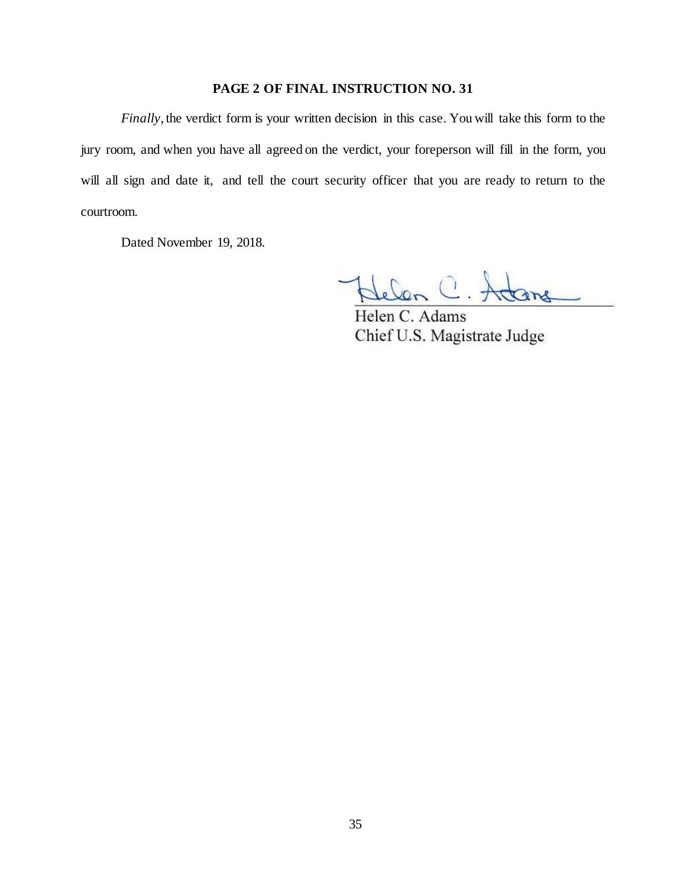**PAGE 2 OF FINAL INSTRUCTION NO. 31**

*Finally*, the verdict form is your written decision in this case. You will take this form to the jury room, and when you have all agreed on the verdict, your foreperson will fill in the form, you will all sign and date it, and tell the court security officer that you are ready to return to the courtroom.

Dated November 19, 2018.

Helen C. Adams
Chief U.S. Magistrate Judge